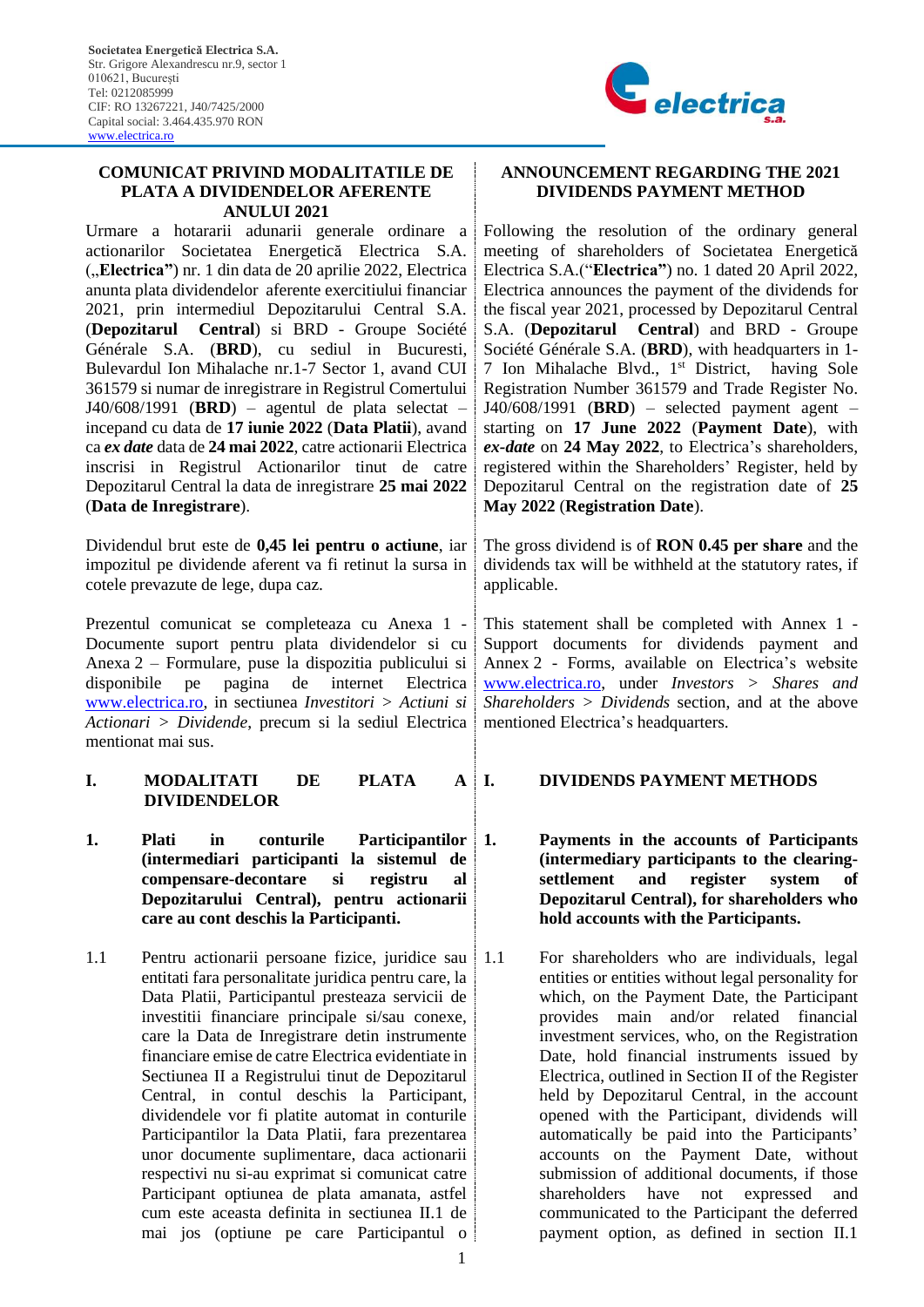Societatea Energetică Electrica S.A.
Str. Grigore Alexandrescu nr.9, sector 1
010621, București
Tel: 0212085999
CIF: RO 13267221, J40/7425/2000
Capital social: 3.464.435.970 RON
www.electrica.ro

## COMUNICAT PRIVIND MODALITATILE DE PLATA A DIVIDENDELOR AFERENTE ANULUI 2021

Urmare a hotararii adunarii generale ordinare a actionarilor Societatea Energetică Electrica S.A. („**Electrica"**) nr. 1 din data de 20 aprilie 2022, Electrica anunta plata dividendelor aferente exercitiului financiar 2021, prin intermediul Depozitarului Central S.A. (**Depozitarul Central**) si BRD - Groupe Société Générale S.A. (**BRD**), cu sediul in Bucuresti, Bulevardul Ion Mihalache nr.1-7 Sector 1, avand CUI 361579 si numar de inregistrare in Registrul Comertului J40/608/1991 (**BRD**) – agentul de plata selectat – incepand cu data de **17 iunie 2022** (**Data Platii**), avand ca ***ex date*** data de **24 mai 2022**, catre actionarii Electrica inscrisi in Registrul Actionarilor tinut de catre Depozitarul Central la data de inregistrare **25 mai 2022** (**Data de Inregistrare**).

Dividendul brut este de **0,45 lei pentru o actiune**, iar impozitul pe dividende aferent va fi retinut la sursa in cotele prevazute de lege, dupa caz.

Prezentul comunicat se completeaza cu Anexa 1 - Documente suport pentru plata dividendelor si cu Anexa 2 – Formulare, puse la dispozitia publicului si disponibile pe pagina de internet Electrica www.electrica.ro, in sectiunea *Investitori > Actiuni si Actionari > Dividende*, precum si la sediul Electrica mentionat mai sus.

### I. MODALITATI DE PLATA A DIVIDENDELOR

**1. Plati in conturile Participantilor (intermediari participanti la sistemul de compensare-decontare si registru al Depozitarului Central), pentru actionarii care au cont deschis la Participanti.**

1.1 Pentru actionarii persoane fizice, juridice sau entitati fara personalitate juridica pentru care, la Data Platii, Participantul presteaza servicii de investitii financiare principale si/sau conexe, care la Data de Inregistrare detin instrumente financiare emise de catre Electrica evidentiate in Sectiunea II a Registrului tinut de Depozitarul Central, in contul deschis la Participant, dividendele vor fi platite automat in conturile Participantilor la Data Platii, fara prezentarea unor documente suplimentare, daca actionarii respectivi nu si-au exprimat si comunicat catre Participant optiunea de plata amanata, astfel cum este aceasta definita in sectiunea II.1 de mai jos (optiune pe care Participantul o

## ANNOUNCEMENT REGARDING THE 2021 DIVIDENDS PAYMENT METHOD

Following the resolution of the ordinary general meeting of shareholders of Societatea Energetică Electrica S.A.("**Electrica"**) no. 1 dated 20 April 2022, Electrica announces the payment of the dividends for the fiscal year 2021, processed by Depozitarul Central S.A. (**Depozitarul Central**) and BRD - Groupe Société Générale S.A. (**BRD**), with headquarters in 1-7 Ion Mihalache Blvd., 1st District, having Sole Registration Number 361579 and Trade Register No. J40/608/1991 (**BRD**) – selected payment agent – starting on **17 June 2022** (**Payment Date**), with ***ex-date*** on **24 May 2022**, to Electrica's shareholders, registered within the Shareholders' Register, held by Depozitarul Central on the registration date of **25 May 2022** (**Registration Date**).

The gross dividend is of **RON 0.45 per share** and the dividends tax will be withheld at the statutory rates, if applicable.

This statement shall be completed with Annex 1 - Support documents for dividends payment and Annex 2 - Forms, available on Electrica's website www.electrica.ro, under *Investors > Shares and Shareholders > Dividends* section, and at the above mentioned Electrica's headquarters.

### I. DIVIDENDS PAYMENT METHODS

**1. Payments in the accounts of Participants (intermediary participants to the clearing-settlement and register system of Depozitarul Central), for shareholders who hold accounts with the Participants.**

1.1 For shareholders who are individuals, legal entities or entities without legal personality for which, on the Payment Date, the Participant provides main and/or related financial investment services, who, on the Registration Date, hold financial instruments issued by Electrica, outlined in Section II of the Register held by Depozitarul Central, in the account opened with the Participant, dividends will automatically be paid into the Participants' accounts on the Payment Date, without submission of additional documents, if those shareholders have not expressed and communicated to the Participant the deferred payment option, as defined in section II.1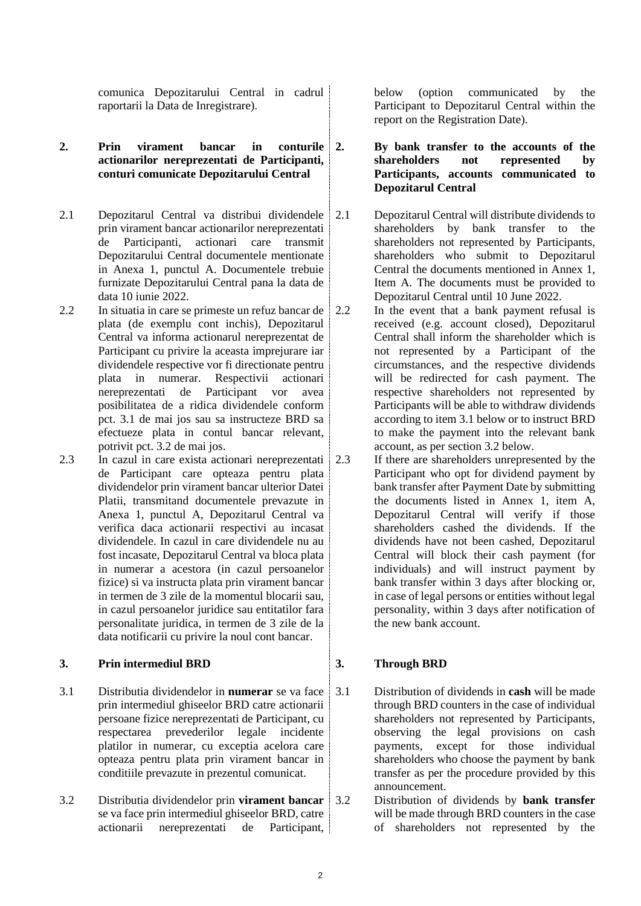comunica Depozitarului Central in cadrul raportarii la Data de Inregistrare).

below (option communicated by the Participant to Depozitarul Central within the report on the Registration Date).

**2. Prin virament bancar in conturile actionarilor nereprezentati de Participanti, conturi comunicate Depozitarului Central**

**2. By bank transfer to the accounts of the shareholders not represented by Participants, accounts communicated to Depozitarul Central**

2.1 Depozitarul Central va distribui dividendele prin virament bancar actionarilor nereprezentati de Participanti, actionari care transmit Depozitarului Central documentele mentionate in Anexa 1, punctul A. Documentele trebuie furnizate Depozitarului Central pana la data de data 10 iunie 2022.

2.1 Depozitarul Central will distribute dividends to shareholders by bank transfer to the shareholders not represented by Participants, shareholders who submit to Depozitarul Central the documents mentioned in Annex 1, Item A. The documents must be provided to Depozitarul Central until 10 June 2022.

2.2 In situatia in care se primeste un refuz bancar de plata (de exemplu cont inchis), Depozitarul Central va informa actionarul nereprezentat de Participant cu privire la aceasta imprejurare iar dividendele respective vor fi directionate pentru plata in numerar. Respectivii actionari nereprezentati de Participant vor avea posibilitatea de a ridica dividendele conform pct. 3.1 de mai jos sau sa instructeze BRD sa efectueze plata in contul bancar relevant, potrivit pct. 3.2 de mai jos.

2.2 In the event that a bank payment refusal is received (e.g. account closed), Depozitarul Central shall inform the shareholder which is not represented by a Participant of the circumstances, and the respective dividends will be redirected for cash payment. The respective shareholders not represented by Participants will be able to withdraw dividends according to item 3.1 below or to instruct BRD to make the payment into the relevant bank account, as per section 3.2 below.

2.3 In cazul in care exista actionari nereprezentati de Participant care opteaza pentru plata dividendelor prin virament bancar ulterior Datei Platii, transmitand documentele prevazute in Anexa 1, punctul A, Depozitarul Central va verifica daca actionarii respectivi au incasat dividendele. In cazul in care dividendele nu au fost incasate, Depozitarul Central va bloca plata in numerar a acestora (in cazul persoanelor fizice) si va instructa plata prin virament bancar in termen de 3 zile de la momentul blocarii sau, in cazul persoanelor juridice sau entitatilor fara personalitate juridica, in termen de 3 zile de la data notificarii cu privire la noul cont bancar.

2.3 If there are shareholders unrepresented by the Participant who opt for dividend payment by bank transfer after Payment Date by submitting the documents listed in Annex 1, item A, Depozitarul Central will verify if those shareholders cashed the dividends. If the dividends have not been cashed, Depozitarul Central will block their cash payment (for individuals) and will instruct payment by bank transfer within 3 days after blocking or, in case of legal persons or entities without legal personality, within 3 days after notification of the new bank account.

**3. Prin intermediul BRD**

**3. Through BRD**

3.1 Distributia dividendelor in **numerar** se va face prin intermediul ghiseelor BRD catre actionarii persoane fizice nereprezentati de Participant, cu respectarea prevederilor legale incidente platilor in numerar, cu exceptia acelora care opteaza pentru plata prin virament bancar in conditiile prevazute in prezentul comunicat.

3.1 Distribution of dividends in **cash** will be made through BRD counters in the case of individual shareholders not represented by Participants, observing the legal provisions on cash payments, except for those individual shareholders who choose the payment by bank transfer as per the procedure provided by this announcement.

3.2 Distributia dividendelor prin **virament bancar** se va face prin intermediul ghiseelor BRD, catre actionarii nereprezentati de Participant,

3.2 Distribution of dividends by **bank transfer** will be made through BRD counters in the case of shareholders not represented by the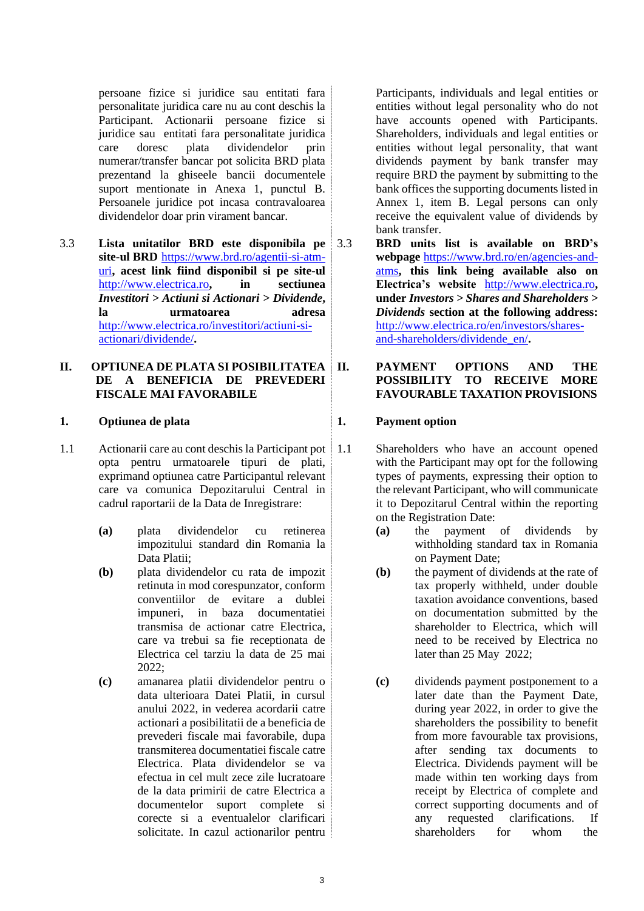persoane fizice si juridice sau entitati fara personalitate juridica care nu au cont deschis la Participant. Actionarii persoane fizice si juridice sau entitati fara personalitate juridica care doresc plata dividendelor prin numerar/transfer bancar pot solicita BRD plata prezentand la ghiseele bancii documentele suport mentionate in Anexa 1, punctul B. Persoanele juridice pot incasa contravaloarea dividendelor doar prin virament bancar.

3.3 **Lista unitatilor BRD este disponibila pe site-ul BRD** https://www.brd.ro/agentii-si-atm-uri**, acest link fiind disponibil si pe site-ul** http://www.electrica.ro**, in sectiunea** ***Investitori > Actiuni si Actionari > Dividende*****, la urmatoarea adresa** http://www.electrica.ro/investitori/actiuni-si-actionari/dividende/**.**

## II. OPTIUNEA DE PLATA SI POSIBILITATEA DE A BENEFICIA DE PREVEDERI FISCALE MAI FAVORABILE

### 1. Optiunea de plata

1.1 Actionarii care au cont deschis la Participant pot opta pentru urmatoarele tipuri de plati, exprimand optiunea catre Participantul relevant care va comunica Depozitarului Central in cadrul raportarii de la Data de Inregistrare:

- **(a)** plata dividendelor cu retinerea impozitului standard din Romania la Data Platii;
- **(b)** plata dividendelor cu rata de impozit retinuta in mod corespunzator, conform conventiilor de evitare a dublei impuneri, in baza documentatiei transmisa de actionar catre Electrica, care va trebui sa fie receptionata de Electrica cel tarziu la data de 25 mai 2022;
- **(c)** amanarea platii dividendelor pentru o data ulterioara Datei Platii, in cursul anului 2022, in vederea acordarii catre actionari a posibilitatii de a beneficia de prevederi fiscale mai favorabile, dupa transmiterea documentatiei fiscale catre Electrica. Plata dividendelor se va efectua in cel mult zece zile lucratoare de la data primirii de catre Electrica a documentelor suport complete si corecte si a eventualelor clarificari solicitate. In cazul actionarilor pentru

---

Participants, individuals and legal entities or entities without legal personality who do not have accounts opened with Participants. Shareholders, individuals and legal entities or entities without legal personality, that want dividends payment by bank transfer may require BRD the payment by submitting to the bank offices the supporting documents listed in Annex 1, item B. Legal persons can only receive the equivalent value of dividends by bank transfer.

3.3 **BRD units list is available on BRD's webpage** https://www.brd.ro/en/agencies-and-atms**, this link being available also on Electrica's website** http://www.electrica.ro**, under** ***Investors > Shares and Shareholders > Dividends*** **section at the following address:** http://www.electrica.ro/en/investors/shares-and-shareholders/dividende_en/**.**

## II. PAYMENT OPTIONS AND THE POSSIBILITY TO RECEIVE MORE FAVOURABLE TAXATION PROVISIONS

### 1. Payment option

1.1 Shareholders who have an account opened with the Participant may opt for the following types of payments, expressing their option to the relevant Participant, who will communicate it to Depozitarul Central within the reporting on the Registration Date:

- **(a)** the payment of dividends by withholding standard tax in Romania on Payment Date;
- **(b)** the payment of dividends at the rate of tax properly withheld, under double taxation avoidance conventions, based on documentation submitted by the shareholder to Electrica, which will need to be received by Electrica no later than 25 May 2022;
- **(c)** dividends payment postponement to a later date than the Payment Date, during year 2022, in order to give the shareholders the possibility to benefit from more favourable tax provisions, after sending tax documents to Electrica. Dividends payment will be made within ten working days from receipt by Electrica of complete and correct supporting documents and of any requested clarifications. If shareholders for whom the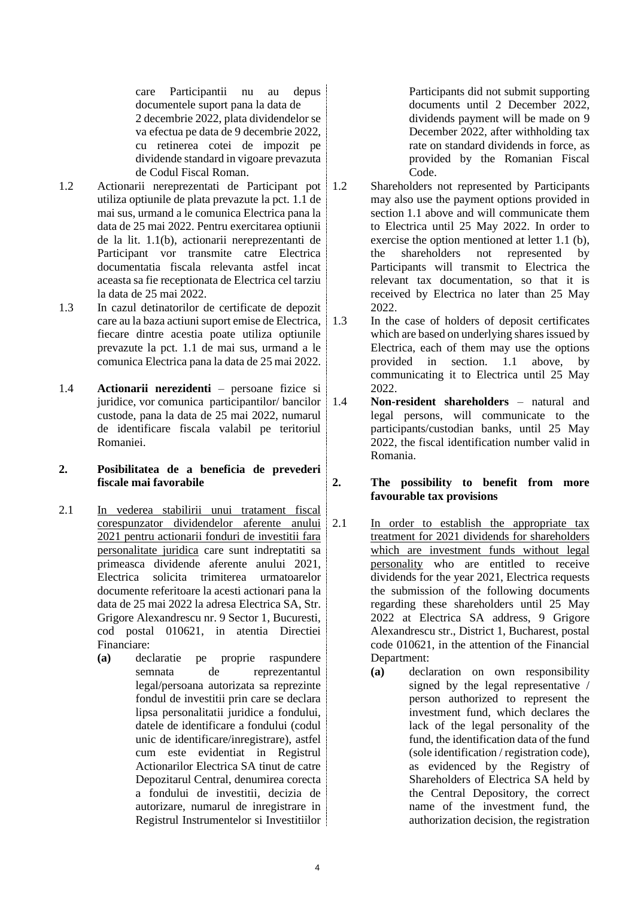care Participantii nu au depus documentele suport pana la data de 2 decembrie 2022, plata dividendelor se va efectua pe data de 9 decembrie 2022, cu retinerea cotei de impozit pe dividende standard in vigoare prevazuta de Codul Fiscal Roman.

1.2 Actionarii nereprezentati de Participant pot utiliza optiunile de plata prevazute la pct. 1.1 de mai sus, urmand a le comunica Electrica pana la data de 25 mai 2022. Pentru exercitarea optiunii de la lit. 1.1(b), actionarii nereprezentanti de Participant vor transmite catre Electrica documentatia fiscala relevanta astfel incat aceasta sa fie receptionata de Electrica cel tarziu la data de 25 mai 2022.

1.3 In cazul detinatorilor de certificate de depozit care au la baza actiuni suport emise de Electrica, fiecare dintre acestia poate utiliza optiunile prevazute la pct. 1.1 de mai sus, urmand a le comunica Electrica pana la data de 25 mai 2022.

1.4 **Actionarii nerezidenti** – persoane fizice si juridice, vor comunica participantilor/ bancilor custode, pana la data de 25 mai 2022, numarul de identificare fiscala valabil pe teritoriul Romaniei.

## 2. Posibilitatea de a beneficia de prevederi fiscale mai favorabile

2.1 In vederea stabilirii unui tratament fiscal corespunzator dividendelor aferente anului 2021 pentru actionarii fonduri de investitii fara personalitate juridica care sunt indreptatiti sa primeasca dividende aferente anului 2021, Electrica solicita trimiterea urmatoarelor documente referitoare la acesti actionari pana la data de 25 mai 2022 la adresa Electrica SA, Str. Grigore Alexandrescu nr. 9 Sector 1, Bucuresti, cod postal 010621, in atentia Directiei Financiare:

**(a)** declaratie pe proprie raspundere semnata de reprezentantul legal/persoana autorizata sa reprezinte fondul de investitii prin care se declara lipsa personalitatii juridice a fondului, datele de identificare a fondului (codul unic de identificare/inregistrare), astfel cum este evidentiat in Registrul Actionarilor Electrica SA tinut de catre Depozitarul Central, denumirea corecta a fondului de investitii, decizia de autorizare, numarul de inregistrare in Registrul Instrumentelor si Investitiilor

---

Participants did not submit supporting documents until 2 December 2022, dividends payment will be made on 9 December 2022, after withholding tax rate on standard dividends in force, as provided by the Romanian Fiscal Code.

1.2 Shareholders not represented by Participants may also use the payment options provided in section 1.1 above and will communicate them to Electrica until 25 May 2022. In order to exercise the option mentioned at letter 1.1 (b), the shareholders not represented by Participants will transmit to Electrica the relevant tax documentation, so that it is received by Electrica no later than 25 May 2022.

1.3 In the case of holders of deposit certificates which are based on underlying shares issued by Electrica, each of them may use the options provided in section. 1.1 above, by communicating it to Electrica until 25 May 2022.

1.4 **Non-resident shareholders** – natural and legal persons, will communicate to the participants/custodian banks, until 25 May 2022, the fiscal identification number valid in Romania.

## 2. The possibility to benefit from more favourable tax provisions

2.1 In order to establish the appropriate tax treatment for 2021 dividends for shareholders which are investment funds without legal personality who are entitled to receive dividends for the year 2021, Electrica requests the submission of the following documents regarding these shareholders until 25 May 2022 at Electrica SA address, 9 Grigore Alexandrescu str., District 1, Bucharest, postal code 010621, in the attention of the Financial Department:

**(a)** declaration on own responsibility signed by the legal representative / person authorized to represent the investment fund, which declares the lack of the legal personality of the fund, the identification data of the fund (sole identification / registration code), as evidenced by the Registry of Shareholders of Electrica SA held by the Central Depository, the correct name of the investment fund, the authorization decision, the registration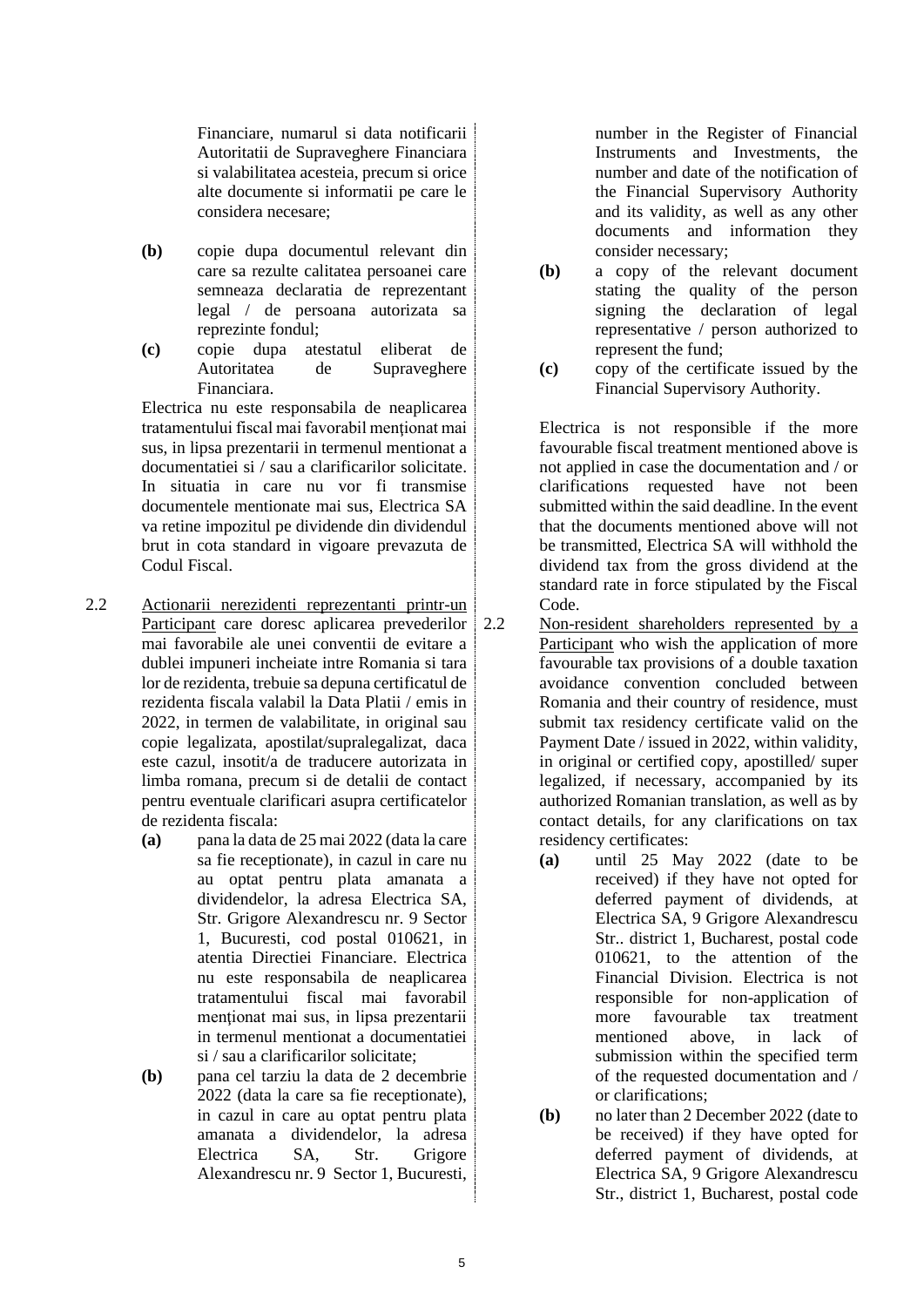Financiare, numarul si data notificarii Autoritatii de Supraveghere Financiara si valabilitatea acesteia, precum si orice alte documente si informatii pe care le considera necesare;

**(b)** copie dupa documentul relevant din care sa rezulte calitatea persoanei care semneaza declaratia de reprezentant legal / de persoana autorizata sa reprezinte fondul;

**(c)** copie dupa atestatul eliberat de Autoritatea de Supraveghere Financiara.

Electrica nu este responsabila de neaplicarea tratamentului fiscal mai favorabil menționat mai sus, in lipsa prezentarii in termenul mentionat a documentatiei si / sau a clarificarilor solicitate. In situatia in care nu vor fi transmise documentele mentionate mai sus, Electrica SA va retine impozitul pe dividende din dividendul brut in cota standard in vigoare prevazuta de Codul Fiscal.

2.2 <u>Actionarii nerezidenti reprezentanti printr-un Participant</u> care doresc aplicarea prevederilor mai favorabile ale unei conventii de evitare a dublei impuneri incheiate intre Romania si tara lor de rezidenta, trebuie sa depuna certificatul de rezidenta fiscala valabil la Data Platii / emis in 2022, in termen de valabilitate, in original sau copie legalizata, apostilat/supralegalizat, daca este cazul, insotit/a de traducere autorizata in limba romana, precum si de detalii de contact pentru eventuale clarificari asupra certificatelor de rezidenta fiscala:

**(a)** pana la data de 25 mai 2022 (data la care sa fie receptionate), in cazul in care nu au optat pentru plata amanata a dividendelor, la adresa Electrica SA, Str. Grigore Alexandrescu nr. 9 Sector 1, Bucuresti, cod postal 010621, in atentia Directiei Financiare. Electrica nu este responsabila de neaplicarea tratamentului fiscal mai favorabil menționat mai sus, in lipsa prezentarii in termenul mentionat a documentatiei si / sau a clarificarilor solicitate;

**(b)** pana cel tarziu la data de 2 decembrie 2022 (data la care sa fie receptionate), in cazul in care au optat pentru plata amanata a dividendelor, la adresa Electrica SA, Str. Grigore Alexandrescu nr. 9 Sector 1, Bucuresti,

---

number in the Register of Financial Instruments and Investments, the number and date of the notification of the Financial Supervisory Authority and its validity, as well as any other documents and information they consider necessary;

**(b)** a copy of the relevant document stating the quality of the person signing the declaration of legal representative / person authorized to represent the fund;

**(c)** copy of the certificate issued by the Financial Supervisory Authority.

Electrica is not responsible if the more favourable fiscal treatment mentioned above is not applied in case the documentation and / or clarifications requested have not been submitted within the said deadline. In the event that the documents mentioned above will not be transmitted, Electrica SA will withhold the dividend tax from the gross dividend at the standard rate in force stipulated by the Fiscal Code.

2.2 <u>Non-resident shareholders represented by a Participant</u> who wish the application of more favourable tax provisions of a double taxation avoidance convention concluded between Romania and their country of residence, must submit tax residency certificate valid on the Payment Date / issued in 2022, within validity, in original or certified copy, apostilled/ super legalized, if necessary, accompanied by its authorized Romanian translation, as well as by contact details, for any clarifications on tax residency certificates:

**(a)** until 25 May 2022 (date to be received) if they have not opted for deferred payment of dividends, at Electrica SA, 9 Grigore Alexandrescu Str.. district 1, Bucharest, postal code 010621, to the attention of the Financial Division. Electrica is not responsible for non-application of more favourable tax treatment mentioned above, in lack of submission within the specified term of the requested documentation and / or clarifications;

**(b)** no later than 2 December 2022 (date to be received) if they have opted for deferred payment of dividends, at Electrica SA, 9 Grigore Alexandrescu Str., district 1, Bucharest, postal code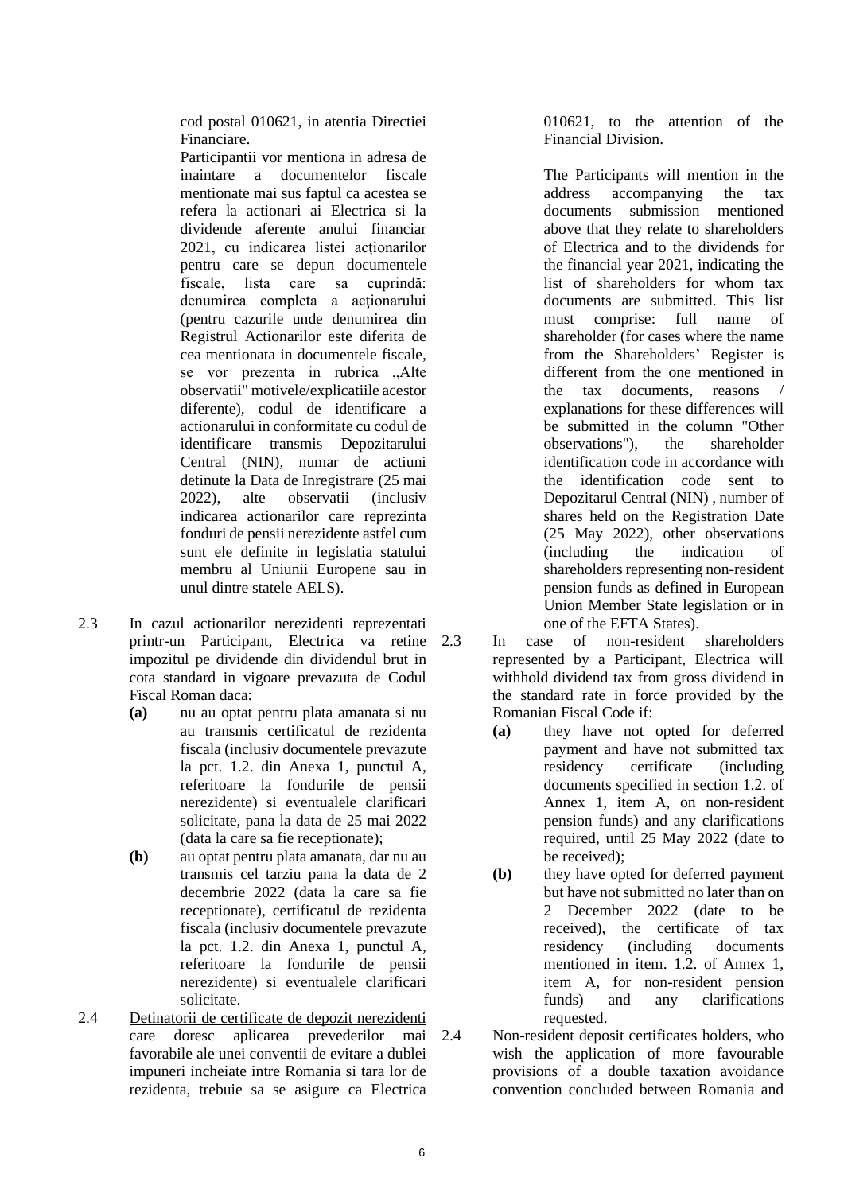cod postal 010621, in atentia Directiei Financiare.

Participantii vor mentiona in adresa de inaintare a documentelor fiscale mentionate mai sus faptul ca acestea se refera la actionari ai Electrica si la dividende aferente anului financiar 2021, cu indicarea listei acționarilor pentru care se depun documentele fiscale, lista care sa cuprindă: denumirea completa a acționarului (pentru cazurile unde denumirea din Registrul Actionarilor este diferita de cea mentionata in documentele fiscale, se vor prezenta in rubrica „Alte observatii" motivele/explicatiile acestor diferente), codul de identificare a actionarului in conformitate cu codul de identificare transmis Depozitarului Central (NIN), numar de actiuni detinute la Data de Inregistrare (25 mai 2022), alte observatii (inclusiv indicarea actionarilor care reprezinta fonduri de pensii nerezidente astfel cum sunt ele definite in legislatia statului membru al Uniunii Europene sau in unul dintre statele AELS).

2.3 In cazul actionarilor nerezidenti reprezentati printr-un Participant, Electrica va retine impozitul pe dividende din dividendul brut in cota standard in vigoare prevazuta de Codul Fiscal Roman daca:

- **(a)** nu au optat pentru plata amanata si nu au transmis certificatul de rezidenta fiscala (inclusiv documentele prevazute la pct. 1.2. din Anexa 1, punctul A, referitoare la fondurile de pensii nerezidente) si eventualele clarificari solicitate, pana la data de 25 mai 2022 (data la care sa fie receptionate);
- **(b)** au optat pentru plata amanata, dar nu au transmis cel tarziu pana la data de 2 decembrie 2022 (data la care sa fie receptionate), certificatul de rezidenta fiscala (inclusiv documentele prevazute la pct. 1.2. din Anexa 1, punctul A, referitoare la fondurile de pensii nerezidente) si eventualele clarificari solicitate.

2.4 Detinatorii de certificate de depozit nerezidenti care doresc aplicarea prevederilor mai favorabile ale unei conventii de evitare a dublei impuneri incheiate intre Romania si tara lor de rezidenta, trebuie sa se asigure ca Electrica

010621, to the attention of the Financial Division.

The Participants will mention in the address accompanying the tax documents submission mentioned above that they relate to shareholders of Electrica and to the dividends for the financial year 2021, indicating the list of shareholders for whom tax documents are submitted. This list must comprise: full name of shareholder (for cases where the name from the Shareholders' Register is different from the one mentioned in the tax documents, reasons / explanations for these differences will be submitted in the column "Other observations"), the shareholder identification code in accordance with the identification code sent to Depozitarul Central (NIN) , number of shares held on the Registration Date (25 May 2022), other observations (including the indication of shareholders representing non-resident pension funds as defined in European Union Member State legislation or in one of the EFTA States).

2.3 In case of non-resident shareholders represented by a Participant, Electrica will withhold dividend tax from gross dividend in the standard rate in force provided by the Romanian Fiscal Code if:

- **(a)** they have not opted for deferred payment and have not submitted tax residency certificate (including documents specified in section 1.2. of Annex 1, item A, on non-resident pension funds) and any clarifications required, until 25 May 2022 (date to be received);
- **(b)** they have opted for deferred payment but have not submitted no later than on 2 December 2022 (date to be received), the certificate of tax residency (including documents mentioned in item. 1.2. of Annex 1, item A, for non-resident pension funds) and any clarifications requested.

2.4 Non-resident deposit certificates holders, who wish the application of more favourable provisions of a double taxation avoidance convention concluded between Romania and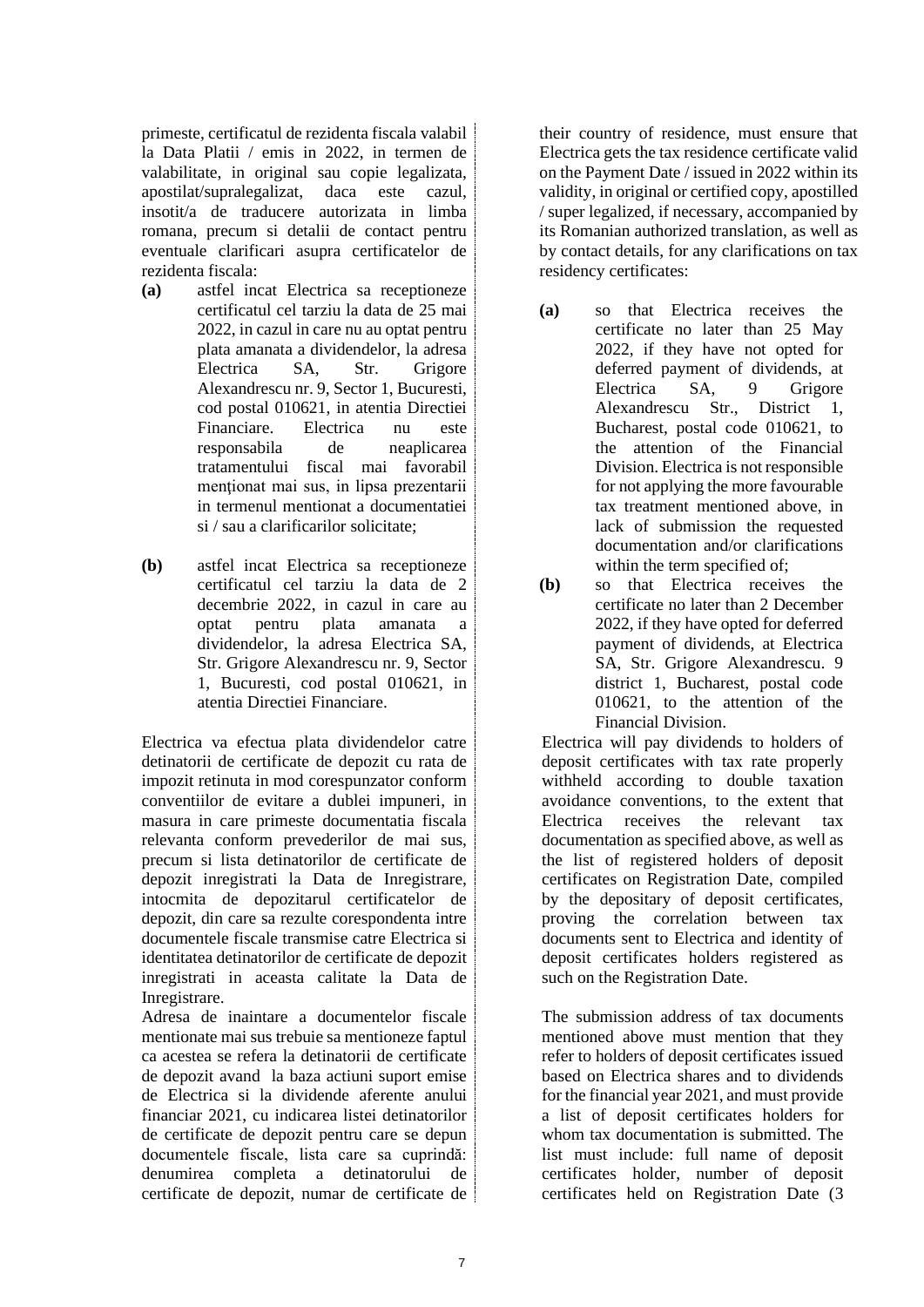primeste, certificatul de rezidenta fiscala valabil la Data Platii / emis in 2022, in termen de valabilitate, in original sau copie legalizata, apostilat/supralegalizat, daca este cazul, insotit/a de traducere autorizata in limba romana, precum si detalii de contact pentru eventuale clarificari asupra certificatelor de rezidenta fiscala:

**(a)** astfel incat Electrica sa receptioneze certificatul cel tarziu la data de 25 mai 2022, in cazul in care nu au optat pentru plata amanata a dividendelor, la adresa Electrica SA, Str. Grigore Alexandrescu nr. 9, Sector 1, Bucuresti, cod postal 010621, in atentia Directiei Financiare. Electrica nu este responsabila de neaplicarea tratamentului fiscal mai favorabil menționat mai sus, in lipsa prezentarii in termenul mentionat a documentatiei si / sau a clarificarilor solicitate;

**(b)** astfel incat Electrica sa receptioneze certificatul cel tarziu la data de 2 decembrie 2022, in cazul in care au optat pentru plata amanata a dividendelor, la adresa Electrica SA, Str. Grigore Alexandrescu nr. 9, Sector 1, Bucuresti, cod postal 010621, in atentia Directiei Financiare.

Electrica va efectua plata dividendelor catre detinatorii de certificate de depozit cu rata de impozit retinuta in mod corespunzator conform conventiilor de evitare a dublei impuneri, in masura in care primeste documentatia fiscala relevanta conform prevederilor de mai sus, precum si lista detinatorilor de certificate de depozit inregistrati la Data de Inregistrare, intocmita de depozitarul certificatelor de depozit, din care sa rezulte corespondenta intre documentele fiscale transmise catre Electrica si identitatea detinatorilor de certificate de depozit inregistrati in aceasta calitate la Data de Inregistrare.

Adresa de inaintare a documentelor fiscale mentionate mai sus trebuie sa mentioneze faptul ca acestea se refera la detinatorii de certificate de depozit avand la baza actiuni suport emise de Electrica si la dividende aferente anului financiar 2021, cu indicarea listei detinatorilor de certificate de depozit pentru care se depun documentele fiscale, lista care sa cuprindă: denumirea completa a detinatorului de certificate de depozit, numar de certificate de

their country of residence, must ensure that Electrica gets the tax residence certificate valid on the Payment Date / issued in 2022 within its validity, in original or certified copy, apostilled / super legalized, if necessary, accompanied by its Romanian authorized translation, as well as by contact details, for any clarifications on tax residency certificates:

**(a)** so that Electrica receives the certificate no later than 25 May 2022, if they have not opted for deferred payment of dividends, at Electrica SA, 9 Grigore Alexandrescu Str., District 1, Bucharest, postal code 010621, to the attention of the Financial Division. Electrica is not responsible for not applying the more favourable tax treatment mentioned above, in lack of submission the requested documentation and/or clarifications within the term specified of;

**(b)** so that Electrica receives the certificate no later than 2 December 2022, if they have opted for deferred payment of dividends, at Electrica SA, Str. Grigore Alexandrescu. 9 district 1, Bucharest, postal code 010621, to the attention of the Financial Division.

Electrica will pay dividends to holders of deposit certificates with tax rate properly withheld according to double taxation avoidance conventions, to the extent that Electrica receives the relevant tax documentation as specified above, as well as the list of registered holders of deposit certificates on Registration Date, compiled by the depositary of deposit certificates, proving the correlation between tax documents sent to Electrica and identity of deposit certificates holders registered as such on the Registration Date.

The submission address of tax documents mentioned above must mention that they refer to holders of deposit certificates issued based on Electrica shares and to dividends for the financial year 2021, and must provide a list of deposit certificates holders for whom tax documentation is submitted. The list must include: full name of deposit certificates holder, number of deposit certificates held on Registration Date (3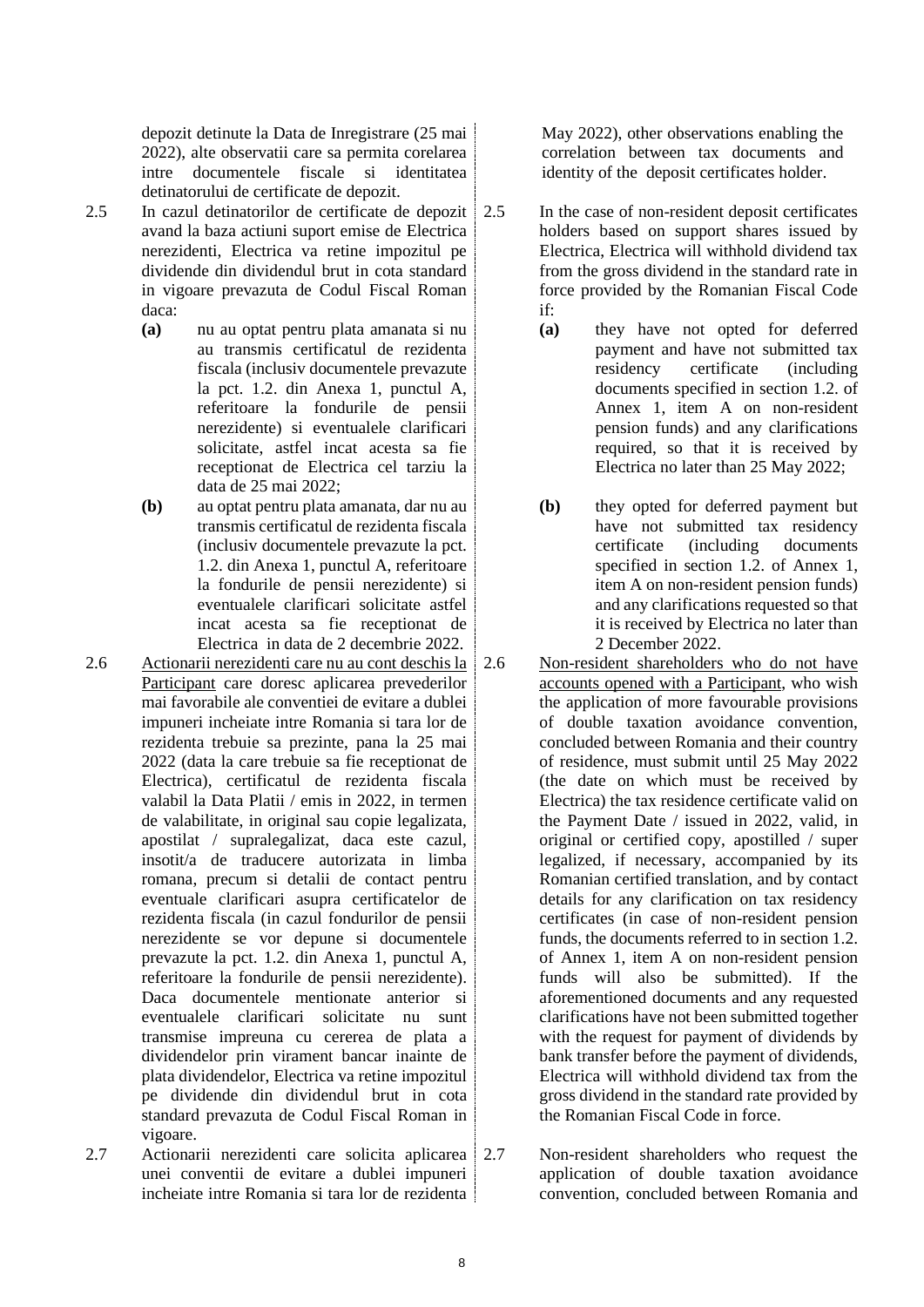depozit detinute la Data de Inregistrare (25 mai 2022), alte observatii care sa permita corelarea intre documentele fiscale si identitatea detinatorului de certificate de depozit.

2.5 In cazul detinatorilor de certificate de depozit avand la baza actiuni suport emise de Electrica nerezidenti, Electrica va retine impozitul pe dividende din dividendul brut in cota standard in vigoare prevazuta de Codul Fiscal Roman daca:

**(a)** nu au optat pentru plata amanata si nu au transmis certificatul de rezidenta fiscala (inclusiv documentele prevazute la pct. 1.2. din Anexa 1, punctul A, referitoare la fondurile de pensii nerezidente) si eventualele clarificari solicitate, astfel incat acesta sa fie receptionat de Electrica cel tarziu la data de 25 mai 2022;

**(b)** au optat pentru plata amanata, dar nu au transmis certificatul de rezidenta fiscala (inclusiv documentele prevazute la pct. 1.2. din Anexa 1, punctul A, referitoare la fondurile de pensii nerezidente) si eventualele clarificari solicitate astfel incat acesta sa fie receptionat de Electrica in data de 2 decembrie 2022.

2.6 Actionarii nerezidenti care nu au cont deschis la Participant care doresc aplicarea prevederilor mai favorabile ale conventiei de evitare a dublei impuneri incheiate intre Romania si tara lor de rezidenta trebuie sa prezinte, pana la 25 mai 2022 (data la care trebuie sa fie receptionat de Electrica), certificatul de rezidenta fiscala valabil la Data Platii / emis in 2022, in termen de valabilitate, in original sau copie legalizata, apostilat / supralegalizat, daca este cazul, insotit/a de traducere autorizata in limba romana, precum si detalii de contact pentru eventuale clarificari asupra certificatelor de rezidenta fiscala (in cazul fondurilor de pensii nerezidente se vor depune si documentele prevazute la pct. 1.2. din Anexa 1, punctul A, referitoare la fondurile de pensii nerezidente). Daca documentele mentionate anterior si eventualele clarificari solicitate nu sunt transmise impreuna cu cererea de plata a dividendelor prin virament bancar inainte de plata dividendelor, Electrica va retine impozitul pe dividende din dividendul brut in cota standard prevazuta de Codul Fiscal Roman in vigoare.

2.7 Actionarii nerezidenti care solicita aplicarea unei conventii de evitare a dublei impuneri incheiate intre Romania si tara lor de rezidenta

May 2022), other observations enabling the correlation between tax documents and identity of the deposit certificates holder.

2.5 In the case of non-resident deposit certificates holders based on support shares issued by Electrica, Electrica will withhold dividend tax from the gross dividend in the standard rate in force provided by the Romanian Fiscal Code if:

**(a)** they have not opted for deferred payment and have not submitted tax residency certificate (including documents specified in section 1.2. of Annex 1, item A on non-resident pension funds) and any clarifications required, so that it is received by Electrica no later than 25 May 2022;

**(b)** they opted for deferred payment but have not submitted tax residency certificate (including documents specified in section 1.2. of Annex 1, item A on non-resident pension funds) and any clarifications requested so that it is received by Electrica no later than 2 December 2022.

2.6 Non-resident shareholders who do not have accounts opened with a Participant, who wish the application of more favourable provisions of double taxation avoidance convention, concluded between Romania and their country of residence, must submit until 25 May 2022 (the date on which must be received by Electrica) the tax residence certificate valid on the Payment Date / issued in 2022, valid, in original or certified copy, apostilled / super legalized, if necessary, accompanied by its Romanian certified translation, and by contact details for any clarification on tax residency certificates (in case of non-resident pension funds, the documents referred to in section 1.2. of Annex 1, item A on non-resident pension funds will also be submitted). If the aforementioned documents and any requested clarifications have not been submitted together with the request for payment of dividends by bank transfer before the payment of dividends, Electrica will withhold dividend tax from the gross dividend in the standard rate provided by the Romanian Fiscal Code in force.

2.7 Non-resident shareholders who request the application of double taxation avoidance convention, concluded between Romania and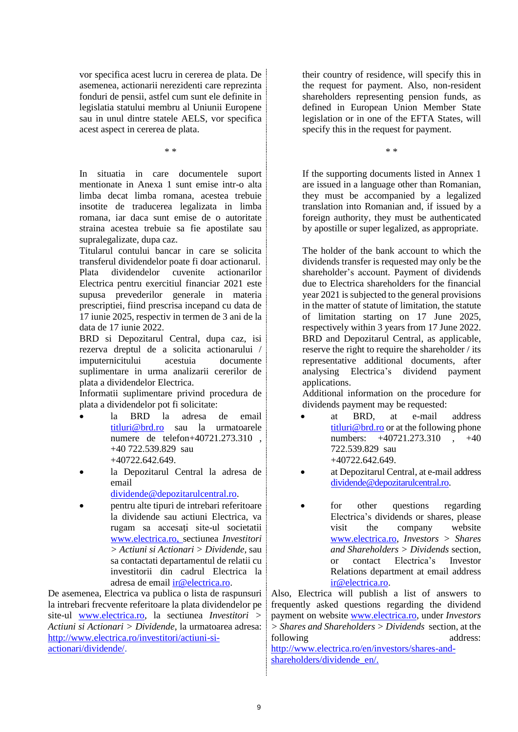vor specifica acest lucru in cererea de plata. De asemenea, actionarii nerezidenti care reprezinta fonduri de pensii, astfel cum sunt ele definite in legislatia statului membru al Uniunii Europene sau in unul dintre statele AELS, vor specifica acest aspect in cererea de plata.

* *

In situatia in care documentele suport mentionate in Anexa 1 sunt emise intr-o alta limba decat limba romana, acestea trebuie insotite de traducerea legalizata in limba romana, iar daca sunt emise de o autoritate straina acestea trebuie sa fie apostilate sau supralegalizate, dupa caz.

Titularul contului bancar in care se solicita transferul dividendelor poate fi doar actionarul. Plata dividendelor cuvenite actionarilor Electrica pentru exercitiul financiar 2021 este supusa prevederilor generale in materia prescriptiei, fiind prescrisa incepand cu data de 17 iunie 2025, respectiv in termen de 3 ani de la data de 17 iunie 2022.

BRD si Depozitarul Central, dupa caz, isi rezerva dreptul de a solicita actionarului / imputernicitului acestuia documente suplimentare in urma analizarii cererilor de plata a dividendelor Electrica.

Informatii suplimentare privind procedura de plata a dividendelor pot fi solicitate:

- la BRD la adresa de email titluri@brd.ro sau la urmatoarele numere de telefon+40721.273.310 , +40 722.539.829 sau +40722.642.649.
- la Depozitarul Central la adresa de email dividende@depozitarulcentral.ro.
- pentru alte tipuri de intrebari referitoare la dividende sau actiuni Electrica, va rugam sa accesați site-ul societatii www.electrica.ro, sectiunea *Investitori > Actiuni si Actionari > Dividende*, sau sa contactati departamentul de relatii cu investitorii din cadrul Electrica la adresa de email ir@electrica.ro.

De asemenea, Electrica va publica o lista de raspunsuri la intrebari frecvente referitoare la plata dividendelor pe site-ul www.electrica.ro, la sectiunea *Investitori > Actiuni si Actionari > Dividende*, la urmatoarea adresa: http://www.electrica.ro/investitori/actiuni-si-actionari/dividende/.

their country of residence, will specify this in the request for payment. Also, non-resident shareholders representing pension funds, as defined in European Union Member State legislation or in one of the EFTA States, will specify this in the request for payment.

* *

If the supporting documents listed in Annex 1 are issued in a language other than Romanian, they must be accompanied by a legalized translation into Romanian and, if issued by a foreign authority, they must be authenticated by apostille or super legalized, as appropriate.

The holder of the bank account to which the dividends transfer is requested may only be the shareholder's account. Payment of dividends due to Electrica shareholders for the financial year 2021 is subjected to the general provisions in the matter of statute of limitation, the statute of limitation starting on 17 June 2025, respectively within 3 years from 17 June 2022.

BRD and Depozitarul Central, as applicable, reserve the right to require the shareholder / its representative additional documents, after analysing Electrica's dividend payment applications.

Additional information on the procedure for dividends payment may be requested:

- at BRD, at e-mail address titluri@brd.ro or at the following phone numbers: +40721.273.310 , +40 722.539.829 sau +40722.642.649.
- at Depozitarul Central, at e-mail address dividende@depozitarulcentral.ro.
- for other questions regarding Electrica's dividends or shares, please visit the company website www.electrica.ro, *Investors > Shares and Shareholders > Dividends* section, or contact Electrica's Investor Relations department at email address ir@electrica.ro.

Also, Electrica will publish a list of answers to frequently asked questions regarding the dividend payment on website www.electrica.ro, under *Investors > Shares and Shareholders > Dividends* section, at the following address: http://www.electrica.ro/en/investors/shares-and-shareholders/dividende_en/.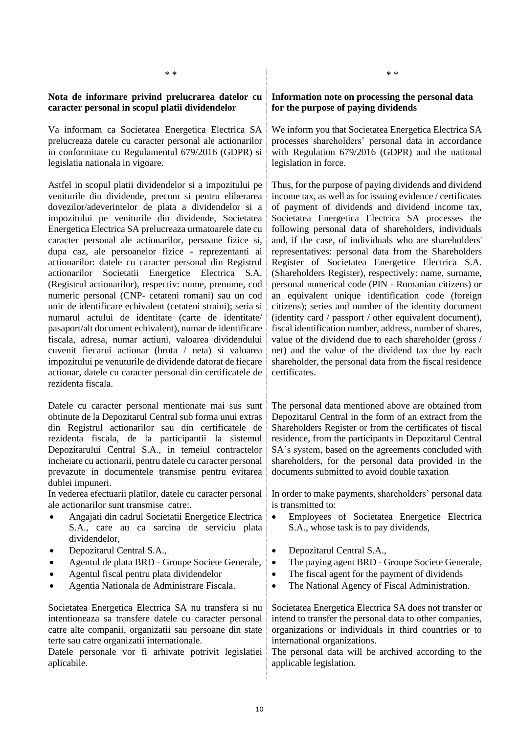\* \*

**Nota de informare privind prelucrarea datelor cu caracter personal in scopul platii dividendelor**

Va informam ca Societatea Energetica Electrica SA prelucreaza datele cu caracter personal ale actionarilor in conformitate cu Regulamentul 679/2016 (GDPR) si legislatia nationala in vigoare.

Astfel in scopul platii dividendelor si a impozitului pe veniturile din dividende, precum si pentru eliberarea dovezilor/adeverintelor de plata a dividendelor si a impozitului pe veniturile din dividende, Societatea Energetica Electrica SA prelucreaza urmatoarele date cu caracter personal ale actionarilor, persoane fizice si, dupa caz, ale persoanelor fizice - reprezentanti ai actionarilor: datele cu caracter personal din Registrul actionarilor Societatii Energetice Electrica S.A. (Registrul actionarilor), respectiv: nume, prenume, cod numeric personal (CNP- cetateni romani) sau un cod unic de identificare echivalent (cetateni straini); seria si numarul actului de identitate (carte de identitate/ pasaport/alt document echivalent), numar de identificare fiscala, adresa, numar actiuni, valoarea dividendului cuvenit fiecarui actionar (bruta / neta) si valoarea impozitului pe venuturile de dividende datorat de fiecare actionar, datele cu caracter personal din certificatele de rezidenta fiscala.

Datele cu caracter personal mentionate mai sus sunt obtinute de la Depozitarul Central sub forma unui extras din Registrul actionarilor sau din certificatele de rezidenta fiscala, de la participantii la sistemul Depozitarului Central S.A., in temeiul contractelor incheiate cu actionarii, pentru datele cu caracter personal prevazute in documentele transmise pentru evitarea dublei impuneri.

In vederea efectuarii platilor, datele cu caracter personal ale actionarilor sunt transmise catre:.

- Angajati din cadrul Societatii Energetice Electrica S.A., care au ca sarcina de serviciu plata dividendelor,
- Depozitarul Central S.A.,
- Agentul de plata BRD - Groupe Societe Generale,
- Agentul fiscal pentru plata dividendelor
- Agentia Nationala de Administrare Fiscala.

Societatea Energetica Electrica SA nu transfera si nu intentioneaza sa transfere datele cu caracter personal catre alte companii, organizatii sau persoane din state terte sau catre organizatii internationale.

Datele personale vor fi arhivate potrivit legislatiei aplicabile.

\* \*

**Information note on processing the personal data for the purpose of paying dividends**

We inform you that Societatea Energetica Electrica SA processes shareholders' personal data in accordance with Regulation 679/2016 (GDPR) and the national legislation in force.

Thus, for the purpose of paying dividends and dividend income tax, as well as for issuing evidence / certificates of payment of dividends and dividend income tax, Societatea Energetica Electrica SA processes the following personal data of shareholders, individuals and, if the case, of individuals who are shareholders' representatives: personal data from the Shareholders Register of Societatea Energetice Electrica S.A. (Shareholders Register), respectively: name, surname, personal numerical code (PIN - Romanian citizens) or an equivalent unique identification code (foreign citizens); series and number of the identity document (identity card / passport / other equivalent document), fiscal identification number, address, number of shares, value of the dividend due to each shareholder (gross / net) and the value of the dividend tax due by each shareholder, the personal data from the fiscal residence certificates.

The personal data mentioned above are obtained from Depozitarul Central in the form of an extract from the Shareholders Register or from the certificates of fiscal residence, from the participants in Depozitarul Central SA's system, based on the agreements concluded with shareholders, for the personal data provided in the documents submitted to avoid double taxation

In order to make payments, shareholders' personal data is transmitted to:

- Employees of Societatea Energetice Electrica S.A., whose task is to pay dividends,
- Depozitarul Central S.A.,
- The paying agent BRD - Groupe Societe Generale,
- The fiscal agent for the payment of dividends
- The National Agency of Fiscal Administration.

Societatea Energetica Electrica SA does not transfer or intend to transfer the personal data to other companies, organizations or individuals in third countries or to international organizations.

The personal data will be archived according to the applicable legislation.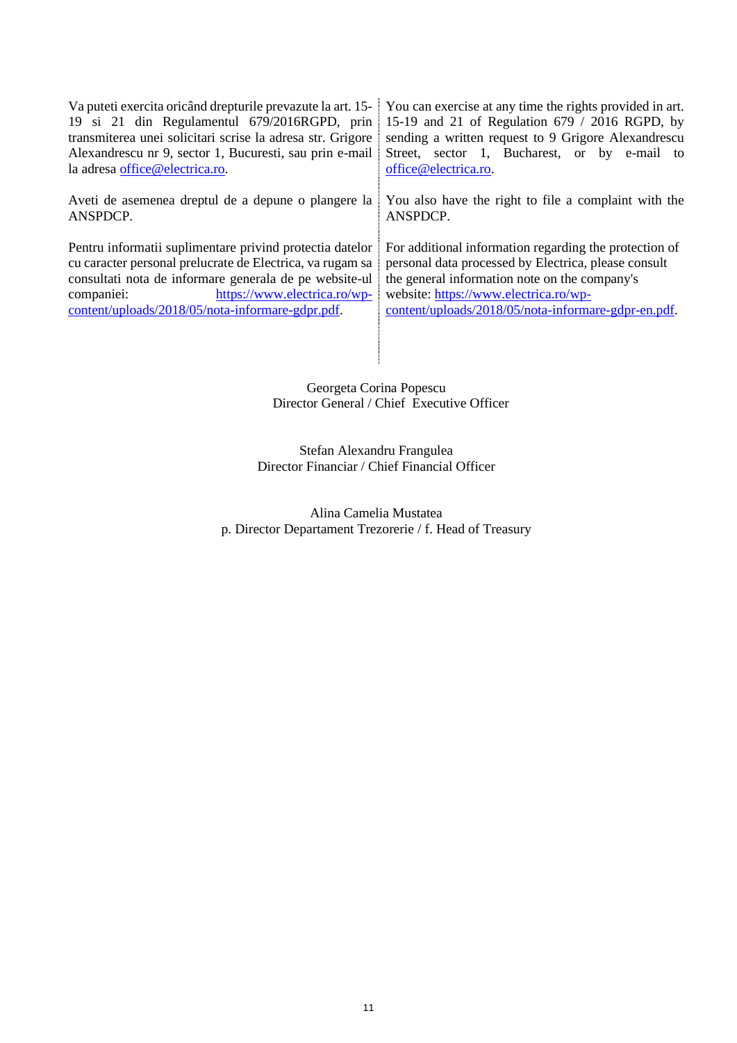Va puteti exercita oricând drepturile prevazute la art. 15-19 si 21 din Regulamentul 679/2016RGPD, prin transmiterea unei solicitari scrise la adresa str. Grigore Alexandrescu nr 9, sector 1, Bucuresti, sau prin e-mail la adresa office@electrica.ro.

Aveti de asemenea dreptul de a depune o plangere la ANSPDCP.

Pentru informatii suplimentare privind protectia datelor cu caracter personal prelucrate de Electrica, va rugam sa consultati nota de informare generala de pe website-ul companiei: https://www.electrica.ro/wp-content/uploads/2018/05/nota-informare-gdpr.pdf.

You can exercise at any time the rights provided in art. 15-19 and 21 of Regulation 679 / 2016 RGPD, by sending a written request to 9 Grigore Alexandrescu Street, sector 1, Bucharest, or by e-mail to office@electrica.ro.

You also have the right to file a complaint with the ANSPDCP.

For additional information regarding the protection of personal data processed by Electrica, please consult the general information note on the company's website: https://www.electrica.ro/wp-content/uploads/2018/05/nota-informare-gdpr-en.pdf.

Georgeta Corina Popescu
Director General / Chief Executive Officer

Stefan Alexandru Frangulea
Director Financiar / Chief Financial Officer

Alina Camelia Mustatea
p. Director Departament Trezorerie / f. Head of Treasury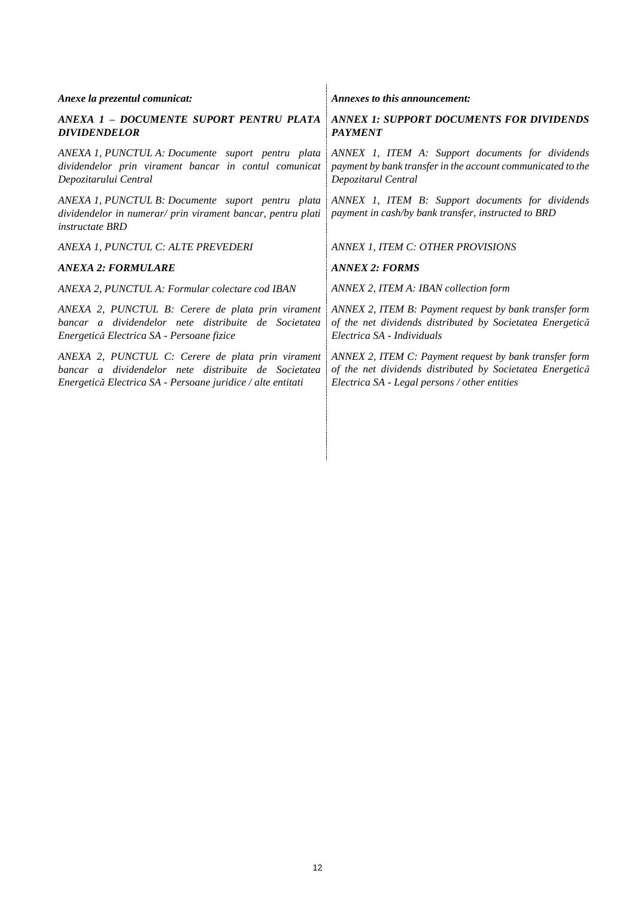***Anexe la prezentul comunicat:***

***ANEXA 1 – DOCUMENTE SUPORT PENTRU PLATA DIVIDENDELOR***

*ANEXA 1, PUNCTUL A: Documente suport pentru plata dividendelor prin virament bancar in contul comunicat Depozitarului Central*

*ANEXA 1, PUNCTUL B: Documente suport pentru plata dividendelor in numerar/ prin virament bancar, pentru plati instructate BRD*

*ANEXA 1, PUNCTUL C: ALTE PREVEDERI*

***ANEXA 2: FORMULARE***

*ANEXA 2, PUNCTUL A: Formular colectare cod IBAN*

*ANEXA 2, PUNCTUL B: Cerere de plata prin virament bancar a dividendelor nete distribuite de Societatea Energetică Electrica SA - Persoane fizice*

*ANEXA 2, PUNCTUL C: Cerere de plata prin virament bancar a dividendelor nete distribuite de Societatea Energetică Electrica SA - Persoane juridice / alte entitati*

***Annexes to this announcement:***

***ANNEX 1: SUPPORT DOCUMENTS FOR DIVIDENDS PAYMENT***

*ANNEX 1, ITEM A: Support documents for dividends payment by bank transfer in the account communicated to the Depozitarul Central*

*ANNEX 1, ITEM B: Support documents for dividends payment in cash/by bank transfer, instructed to BRD*

*ANNEX 1, ITEM C: OTHER PROVISIONS*

***ANNEX 2: FORMS***

*ANNEX 2, ITEM A: IBAN collection form*

*ANNEX 2, ITEM B: Payment request by bank transfer form of the net dividends distributed by Societatea Energetică Electrica SA - Individuals*

*ANNEX 2, ITEM C: Payment request by bank transfer form of the net dividends distributed by Societatea Energetică Electrica SA - Legal persons / other entities*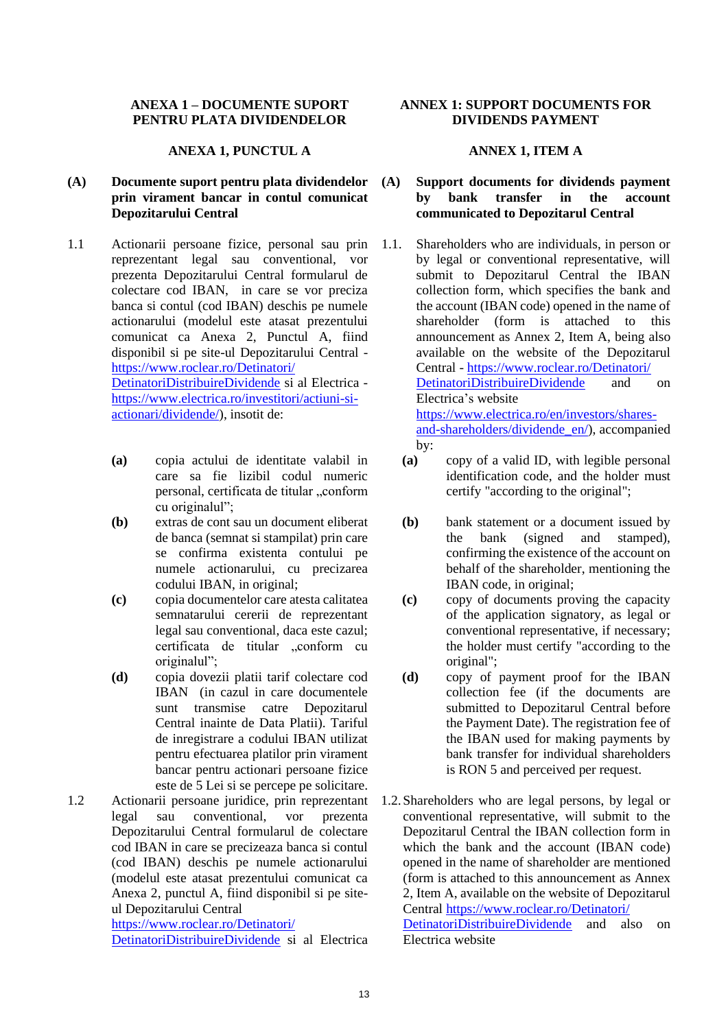**ANEXA 1 – DOCUMENTE SUPORT PENTRU PLATA DIVIDENDELOR**

**ANEXA 1, PUNCTUL A**

**(A) Documente suport pentru plata dividendelor prin virament bancar in contul comunicat Depozitarului Central**

1.1 Actionarii persoane fizice, personal sau prin reprezentant legal sau conventional, vor prezenta Depozitarului Central formularul de colectare cod IBAN, in care se vor preciza banca si contul (cod IBAN) deschis pe numele actionarului (modelul este atasat prezentului comunicat ca Anexa 2, Punctul A, fiind disponibil si pe site-ul Depozitarului Central - https://www.roclear.ro/Detinatori/DetinatoriDistribuireDividende si al Electrica - https://www.electrica.ro/investitori/actiuni-si-actionari/dividende/), insotit de:

- **(a)** copia actului de identitate valabil in care sa fie lizibil codul numeric personal, certificata de titular „conform cu originalul";
- **(b)** extras de cont sau un document eliberat de banca (semnat si stampilat) prin care se confirma existenta contului pe numele actionarului, cu precizarea codului IBAN, in original;
- **(c)** copia documentelor care atesta calitatea semnatarului cererii de reprezentant legal sau conventional, daca este cazul; certificata de titular „conform cu originalul";
- **(d)** copia dovezii platii tarif colectare cod IBAN (in cazul in care documentele sunt transmise catre Depozitarul Central inainte de Data Platii). Tariful de inregistrare a codului IBAN utilizat pentru efectuarea platilor prin virament bancar pentru actionari persoane fizice este de 5 Lei si se percepe pe solicitare.

1.2 Actionarii persoane juridice, prin reprezentant legal sau conventional, vor prezenta Depozitarului Central formularul de colectare cod IBAN in care se precizeaza banca si contul (cod IBAN) deschis pe numele actionarului (modelul este atasat prezentului comunicat ca Anexa 2, punctul A, fiind disponibil si pe site-ul Depozitarului Central https://www.roclear.ro/Detinatori/DetinatoriDistribuireDividende si al Electrica

**ANNEX 1: SUPPORT DOCUMENTS FOR DIVIDENDS PAYMENT**

**ANNEX 1, ITEM A**

**(A) Support documents for dividends payment by bank transfer in the account communicated to Depozitarul Central**

1.1. Shareholders who are individuals, in person or by legal or conventional representative, will submit to Depozitarul Central the IBAN collection form, which specifies the bank and the account (IBAN code) opened in the name of shareholder (form is attached to this announcement as Annex 2, Item A, being also available on the website of the Depozitarul Central - https://www.roclear.ro/Detinatori/DetinatoriDistribuireDividende and on Electrica's website https://www.electrica.ro/en/investors/shares-and-shareholders/dividende_en/), accompanied by:

- **(a)** copy of a valid ID, with legible personal identification code, and the holder must certify "according to the original";
- **(b)** bank statement or a document issued by the bank (signed and stamped), confirming the existence of the account on behalf of the shareholder, mentioning the IBAN code, in original;
- **(c)** copy of documents proving the capacity of the application signatory, as legal or conventional representative, if necessary; the holder must certify "according to the original";
- **(d)** copy of payment proof for the IBAN collection fee (if the documents are submitted to Depozitarul Central before the Payment Date). The registration fee of the IBAN used for making payments by bank transfer for individual shareholders is RON 5 and perceived per request.

1.2. Shareholders who are legal persons, by legal or conventional representative, will submit to the Depozitarul Central the IBAN collection form in which the bank and the account (IBAN code) opened in the name of shareholder are mentioned (form is attached to this announcement as Annex 2, Item A, available on the website of Depozitarul Central https://www.roclear.ro/Detinatori/DetinatoriDistribuireDividende and also on Electrica website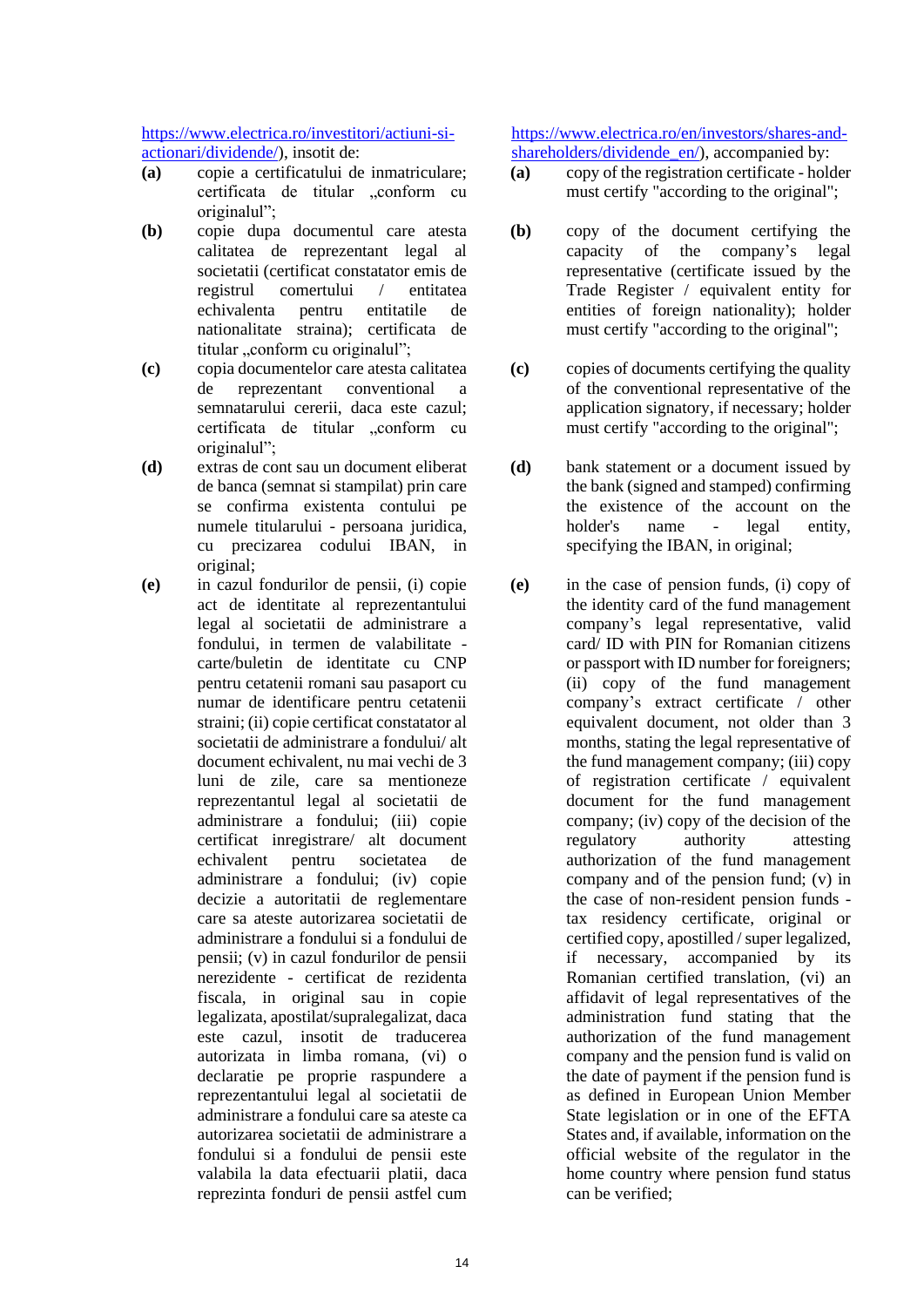https://www.electrica.ro/investitori/actiuni-si-actionari/dividende/), insotit de:

**(a)** copie a certificatului de inmatriculare; certificata de titular „conform cu originalul";

**(b)** copie dupa documentul care atesta calitatea de reprezentant legal al societatii (certificat constatator emis de registrul comertului / entitatea echivalenta pentru entitatile de nationalitate straina); certificata de titular „conform cu originalul";

**(c)** copia documentelor care atesta calitatea de reprezentant conventional a semnatarului cererii, daca este cazul; certificata de titular „conform cu originalul";

**(d)** extras de cont sau un document eliberat de banca (semnat si stampilat) prin care se confirma existenta contului pe numele titularului - persoana juridica, cu precizarea codului IBAN, in original;

**(e)** in cazul fondurilor de pensii, (i) copie act de identitate al reprezentantului legal al societatii de administrare a fondului, in termen de valabilitate - carte/buletin de identitate cu CNP pentru cetatenii romani sau pasaport cu numar de identificare pentru cetatenii straini; (ii) copie certificat constatator al societatii de administrare a fondului/ alt document echivalent, nu mai vechi de 3 luni de zile, care sa mentioneze reprezentantul legal al societatii de administrare a fondului; (iii) copie certificat inregistrare/ alt document echivalent pentru societatea de administrare a fondului; (iv) copie decizie a autoritatii de reglementare care sa ateste autorizarea societatii de administrare a fondului si a fondului de pensii; (v) in cazul fondurilor de pensii nerezidente - certificat de rezidenta fiscala, in original sau in copie legalizata, apostilat/supralegalizat, daca este cazul, insotit de traducerea autorizata in limba romana, (vi) o declaratie pe proprie raspundere a reprezentantului legal al societatii de administrare a fondului care sa ateste ca autorizarea societatii de administrare a fondului si a fondului de pensii este valabila la data efectuarii platii, daca reprezinta fonduri de pensii astfel cum

https://www.electrica.ro/en/investors/shares-and-shareholders/dividende_en/), accompanied by:

**(a)** copy of the registration certificate - holder must certify "according to the original";

**(b)** copy of the document certifying the capacity of the company's legal representative (certificate issued by the Trade Register / equivalent entity for entities of foreign nationality); holder must certify "according to the original";

**(c)** copies of documents certifying the quality of the conventional representative of the application signatory, if necessary; holder must certify "according to the original";

**(d)** bank statement or a document issued by the bank (signed and stamped) confirming the existence of the account on the holder's name - legal entity, specifying the IBAN, in original;

**(e)** in the case of pension funds, (i) copy of the identity card of the fund management company's legal representative, valid card/ ID with PIN for Romanian citizens or passport with ID number for foreigners; (ii) copy of the fund management company's extract certificate / other equivalent document, not older than 3 months, stating the legal representative of the fund management company; (iii) copy of registration certificate / equivalent document for the fund management company; (iv) copy of the decision of the regulatory authority attesting authorization of the fund management company and of the pension fund; (v) in the case of non-resident pension funds - tax residency certificate, original or certified copy, apostilled / super legalized, if necessary, accompanied by its Romanian certified translation, (vi) an affidavit of legal representatives of the administration fund stating that the authorization of the fund management company and the pension fund is valid on the date of payment if the pension fund is as defined in European Union Member State legislation or in one of the EFTA States and, if available, information on the official website of the regulator in the home country where pension fund status can be verified;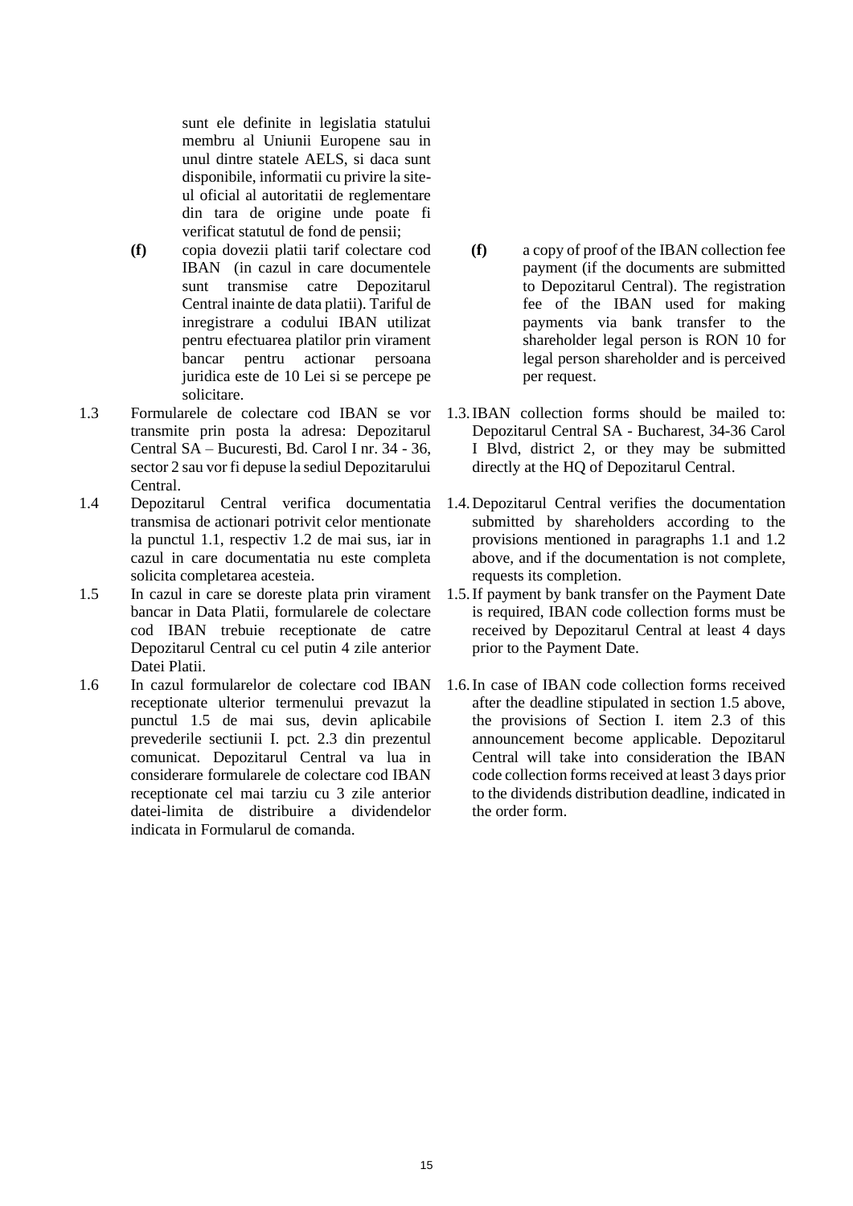sunt ele definite in legislatia statului membru al Uniunii Europene sau in unul dintre statele AELS, si daca sunt disponibile, informatii cu privire la site-ul oficial al autoritatii de reglementare din tara de origine unde poate fi verificat statutul de fond de pensii;

**(f)** copia dovezii platii tarif colectare cod IBAN (in cazul in care documentele sunt transmise catre Depozitarul Central inainte de data platii). Tariful de inregistrare a codului IBAN utilizat pentru efectuarea platilor prin virament bancar pentru actionar persoana juridica este de 10 Lei si se percepe pe solicitare.

1.3 Formularele de colectare cod IBAN se vor transmite prin posta la adresa: Depozitarul Central SA – Bucuresti, Bd. Carol I nr. 34 - 36, sector 2 sau vor fi depuse la sediul Depozitarului Central.

1.4 Depozitarul Central verifica documentatia transmisa de actionari potrivit celor mentionate la punctul 1.1, respectiv 1.2 de mai sus, iar in cazul in care documentatia nu este completa solicita completarea acesteia.

1.5 In cazul in care se doreste plata prin virament bancar in Data Platii, formularele de colectare cod IBAN trebuie receptionate de catre Depozitarul Central cu cel putin 4 zile anterior Datei Platii.

1.6 In cazul formularelor de colectare cod IBAN receptionate ulterior termenului prevazut la punctul 1.5 de mai sus, devin aplicabile prevederile sectiunii I. pct. 2.3 din prezentul comunicat. Depozitarul Central va lua in considerare formularele de colectare cod IBAN receptionate cel mai tarziu cu 3 zile anterior datei-limita de distribuire a dividendelor indicata in Formularul de comanda.

**(f)** a copy of proof of the IBAN collection fee payment (if the documents are submitted to Depozitarul Central). The registration fee of the IBAN used for making payments via bank transfer to the shareholder legal person is RON 10 for legal person shareholder and is perceived per request.

1.3. IBAN collection forms should be mailed to: Depozitarul Central SA - Bucharest, 34-36 Carol I Blvd, district 2, or they may be submitted directly at the HQ of Depozitarul Central.

1.4. Depozitarul Central verifies the documentation submitted by shareholders according to the provisions mentioned in paragraphs 1.1 and 1.2 above, and if the documentation is not complete, requests its completion.

1.5. If payment by bank transfer on the Payment Date is required, IBAN code collection forms must be received by Depozitarul Central at least 4 days prior to the Payment Date.

1.6. In case of IBAN code collection forms received after the deadline stipulated in section 1.5 above, the provisions of Section I. item 2.3 of this announcement become applicable. Depozitarul Central will take into consideration the IBAN code collection forms received at least 3 days prior to the dividends distribution deadline, indicated in the order form.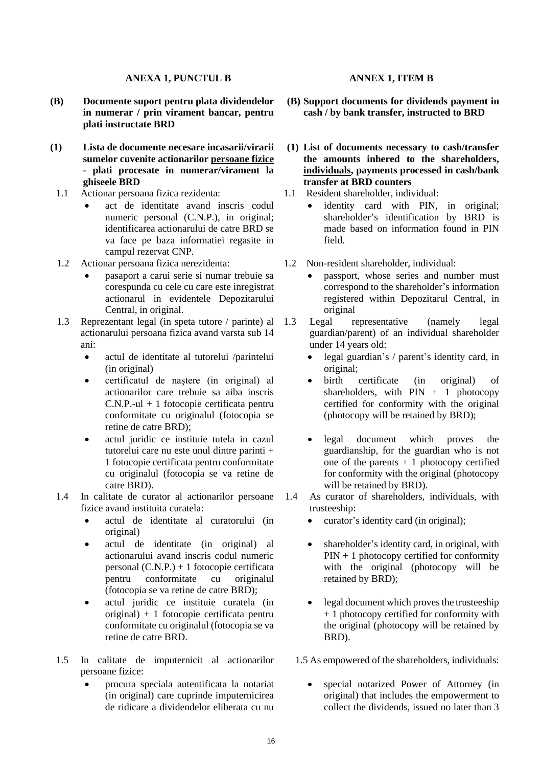**ANEXA 1, PUNCTUL B**

**(B) Documente suport pentru plata dividendelor in numerar / prin virament bancar, pentru plati instructate BRD**

**(1) Lista de documente necesare incasarii/virarii sumelor cuvenite actionarilor <u>persoane fizice</u> - plati procesate in numerar/virament la ghiseele BRD**

1.1 Actionar persoana fizica rezidenta:

- act de identitate avand inscris codul numeric personal (C.N.P.), in original; identificarea actionarului de catre BRD se va face pe baza informatiei regasite in campul rezervat CNP.

1.2 Actionar persoana fizica nerezidenta:

- pasaport a carui serie si numar trebuie sa corespunda cu cele cu care este inregistrat actionarul in evidentele Depozitarului Central, in original.

1.3 Reprezentant legal (in speta tutore / parinte) al actionarului persoana fizica avand varsta sub 14 ani:

- actul de identitate al tutorelui /parintelui (in original)
- certificatul de naștere (in original) al actionarilor care trebuie sa aiba inscris C.N.P.-ul + 1 fotocopie certificata pentru conformitate cu originalul (fotocopia se retine de catre BRD);
- actul juridic ce instituie tutela in cazul tutorelui care nu este unul dintre parinti + 1 fotocopie certificata pentru conformitate cu originalul (fotocopia se va retine de catre BRD).

1.4 In calitate de curator al actionarilor persoane fizice avand instituita curatela:

- actul de identitate al curatorului (in original)
- actul de identitate (in original) al actionarului avand inscris codul numeric personal (C.N.P.) + 1 fotocopie certificata pentru conformitate cu originalul (fotocopia se va retine de catre BRD);
- actul juridic ce instituie curatela (in original) + 1 fotocopie certificata pentru conformitate cu originalul (fotocopia se va retine de catre BRD.

1.5 In calitate de imputernicit al actionarilor persoane fizice:

- procura speciala autentificata la notariat (in original) care cuprinde imputernicirea de ridicare a dividendelor eliberata cu nu

**ANNEX 1, ITEM B**

**(B) Support documents for dividends payment in cash / by bank transfer, instructed to BRD**

**(1) List of documents necessary to cash/transfer the amounts inhered to the shareholders, <u>individuals</u>, payments processed in cash/bank transfer at BRD counters**

1.1 Resident shareholder, individual:

- identity card with PIN, in original; shareholder's identification by BRD is made based on information found in PIN field.

1.2 Non-resident shareholder, individual:

- passport, whose series and number must correspond to the shareholder's information registered within Depozitarul Central, in original

1.3 Legal representative (namely legal guardian/parent) of an individual shareholder under 14 years old:

- legal guardian's / parent's identity card, in original;
- birth certificate (in original) of shareholders, with PIN + 1 photocopy certified for conformity with the original (photocopy will be retained by BRD);
- legal document which proves the guardianship, for the guardian who is not one of the parents + 1 photocopy certified for conformity with the original (photocopy will be retained by BRD).

1.4 As curator of shareholders, individuals, with trusteeship:

- curator's identity card (in original);
- shareholder's identity card, in original, with PIN + 1 photocopy certified for conformity with the original (photocopy will be retained by BRD);
- legal document which proves the trusteeship + 1 photocopy certified for conformity with the original (photocopy will be retained by BRD).

1.5 As empowered of the shareholders, individuals:

- special notarized Power of Attorney (in original) that includes the empowerment to collect the dividends, issued no later than 3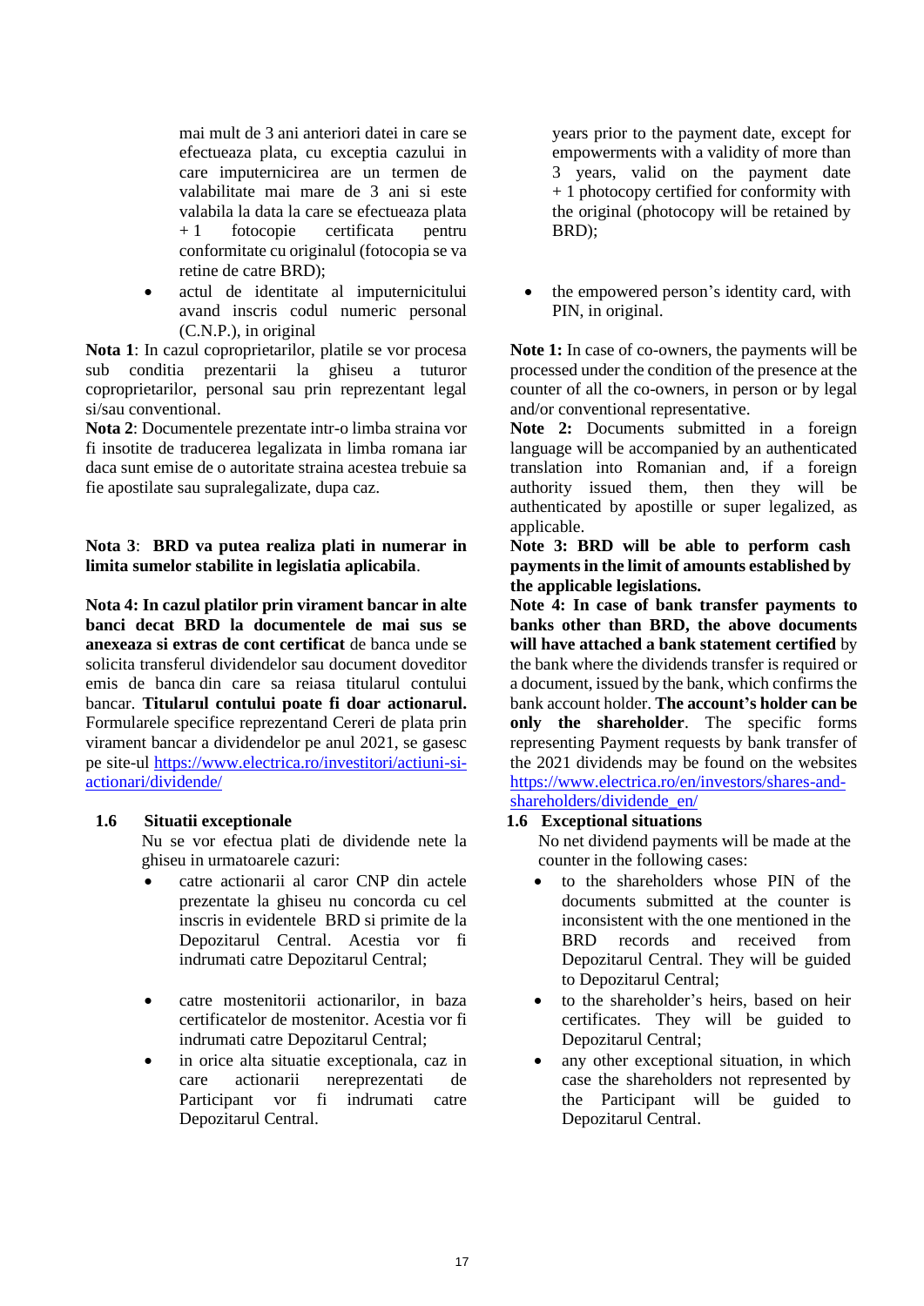mai mult de 3 ani anteriori datei in care se efectueaza plata, cu exceptia cazului in care imputernicirea are un termen de valabilitate mai mare de 3 ani si este valabila la data la care se efectueaza plata + 1 fotocopie certificata pentru conformitate cu originalul (fotocopia se va retine de catre BRD);

- actul de identitate al imputernicitului avand inscris codul numeric personal (C.N.P.), in original

**Nota 1**: In cazul coproprietarilor, platile se vor procesa sub conditia prezentarii la ghiseu a tuturor coproprietarilor, personal sau prin reprezentant legal si/sau conventional.

**Nota 2**: Documentele prezentate intr-o limba straina vor fi insotite de traducerea legalizata in limba romana iar daca sunt emise de o autoritate straina acestea trebuie sa fie apostilate sau supralegalizate, dupa caz.

**Nota 3**: **BRD va putea realiza plati in numerar in limita sumelor stabilite in legislatia aplicabila**.

**Nota 4: In cazul platilor prin virament bancar in alte banci decat BRD la documentele de mai sus se anexeaza si extras de cont certificat** de banca unde se solicita transferul dividendelor sau document doveditor emis de banca din care sa reiasa titularul contului bancar. **Titularul contului poate fi doar actionarul.** Formularele specifice reprezentand Cereri de plata prin virament bancar a dividendelor pe anul 2021, se gasesc pe site-ul https://www.electrica.ro/investitori/actiuni-si-actionari/dividende/

### 1.6 Situatii exceptionale

Nu se vor efectua plati de dividende nete la ghiseu in urmatoarele cazuri:

- catre actionarii al caror CNP din actele prezentate la ghiseu nu concorda cu cel inscris in evidentele BRD si primite de la Depozitarul Central. Acestia vor fi indrumati catre Depozitarul Central;
- catre mostenitorii actionarilor, in baza certificatelor de mostenitor. Acestia vor fi indrumati catre Depozitarul Central;
- in orice alta situatie exceptionala, caz in care actionarii nereprezentati de Participant vor fi indrumati catre Depozitarul Central.

years prior to the payment date, except for empowerments with a validity of more than 3 years, valid on the payment date + 1 photocopy certified for conformity with the original (photocopy will be retained by BRD);

- the empowered person's identity card, with PIN, in original.

**Note 1:** In case of co-owners, the payments will be processed under the condition of the presence at the counter of all the co-owners, in person or by legal and/or conventional representative.

**Note 2:** Documents submitted in a foreign language will be accompanied by an authenticated translation into Romanian and, if a foreign authority issued them, then they will be authenticated by apostille or super legalized, as applicable.

**Note 3: BRD will be able to perform cash payments in the limit of amounts established by the applicable legislations.**

**Note 4: In case of bank transfer payments to banks other than BRD, the above documents will have attached a bank statement certified** by the bank where the dividends transfer is required or a document, issued by the bank, which confirms the bank account holder. **The account's holder can be only the shareholder**. The specific forms representing Payment requests by bank transfer of the 2021 dividends may be found on the websites https://www.electrica.ro/en/investors/shares-and-shareholders/dividende_en/

### 1.6 Exceptional situations

No net dividend payments will be made at the counter in the following cases:

- to the shareholders whose PIN of the documents submitted at the counter is inconsistent with the one mentioned in the BRD records and received from Depozitarul Central. They will be guided to Depozitarul Central;
- to the shareholder's heirs, based on heir certificates. They will be guided to Depozitarul Central;
- any other exceptional situation, in which case the shareholders not represented by the Participant will be guided to Depozitarul Central.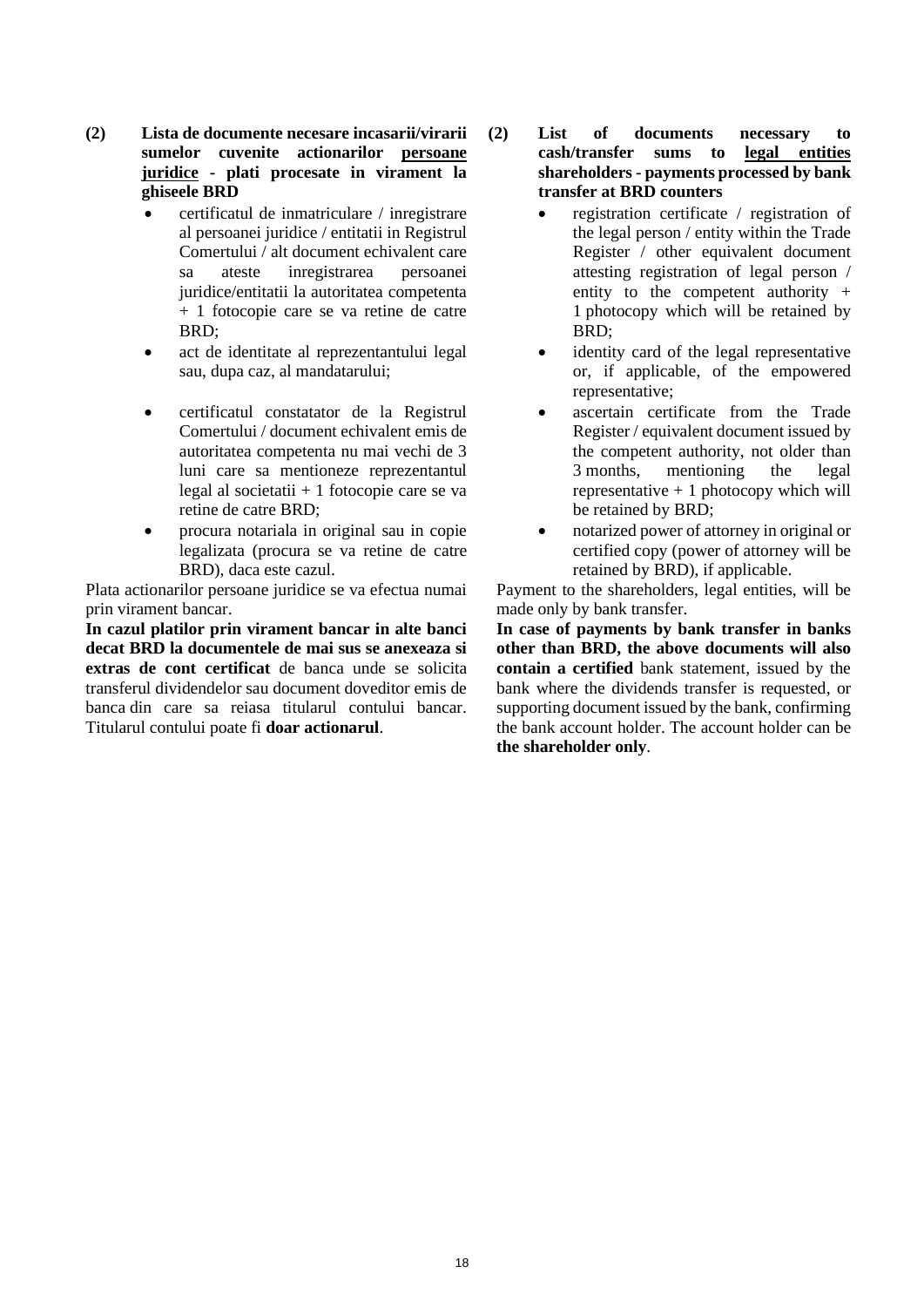**(2) Lista de documente necesare incasarii/virarii sumelor cuvenite actionarilor <u>persoane juridice</u> - plati procesate in virament la ghiseele BRD**

- certificatul de inmatriculare / inregistrare al persoanei juridice / entitatii in Registrul Comertului / alt document echivalent care sa ateste inregistrarea persoanei juridice/entitatii la autoritatea competenta + 1 fotocopie care se va retine de catre BRD;
- act de identitate al reprezentantului legal sau, dupa caz, al mandatarului;
- certificatul constatator de la Registrul Comertului / document echivalent emis de autoritatea competenta nu mai vechi de 3 luni care sa mentioneze reprezentantul legal al societatii + 1 fotocopie care se va retine de catre BRD;
- procura notariala in original sau in copie legalizata (procura se va retine de catre BRD), daca este cazul.

Plata actionarilor persoane juridice se va efectua numai prin virament bancar.

**In cazul platilor prin virament bancar in alte banci decat BRD la documentele de mai sus se anexeaza si extras de cont certificat** de banca unde se solicita transferul dividendelor sau document doveditor emis de banca din care sa reiasa titularul contului bancar. Titularul contului poate fi **doar actionarul**.

**(2) List of documents necessary to cash/transfer sums to <u>legal entities</u> shareholders - payments processed by bank transfer at BRD counters**

- registration certificate / registration of the legal person / entity within the Trade Register / other equivalent document attesting registration of legal person / entity to the competent authority + 1 photocopy which will be retained by BRD;
- identity card of the legal representative or, if applicable, of the empowered representative;
- ascertain certificate from the Trade Register / equivalent document issued by the competent authority, not older than 3 months, mentioning the legal representative + 1 photocopy which will be retained by BRD;
- notarized power of attorney in original or certified copy (power of attorney will be retained by BRD), if applicable.

Payment to the shareholders, legal entities, will be made only by bank transfer.

**In case of payments by bank transfer in banks other than BRD, the above documents will also contain a certified** bank statement, issued by the bank where the dividends transfer is requested, or supporting document issued by the bank, confirming the bank account holder. The account holder can be **the shareholder only**.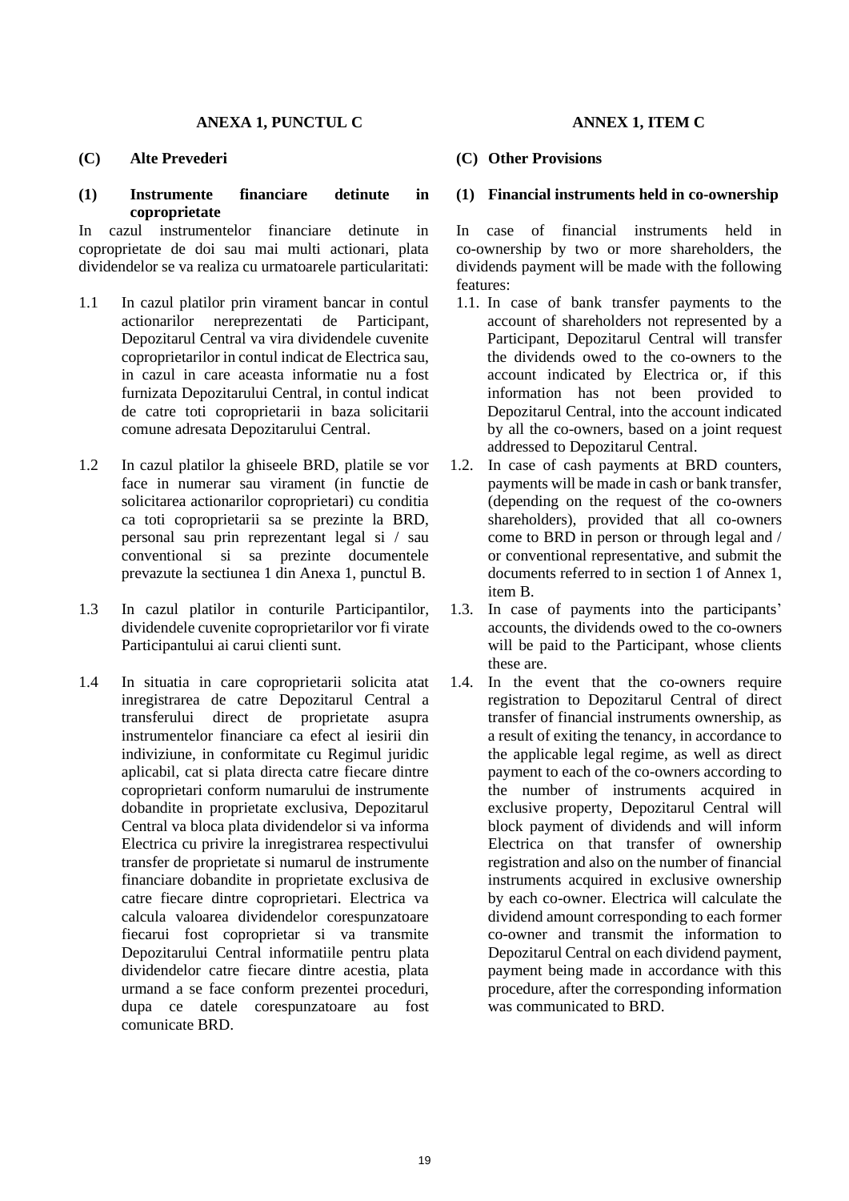**ANEXA 1, PUNCTUL C**

**(C) Alte Prevederi**

**(1) Instrumente financiare detinute in coproprietate**

In cazul instrumentelor financiare detinute in coproprietate de doi sau mai multi actionari, plata dividendelor se va realiza cu urmatoarele particularitati:

1.1 In cazul platilor prin virament bancar in contul actionarilor nereprezentati de Participant, Depozitarul Central va vira dividendele cuvenite coproprietarilor in contul indicat de Electrica sau, in cazul in care aceasta informatie nu a fost furnizata Depozitarului Central, in contul indicat de catre toti coproprietarii in baza solicitarii comune adresata Depozitarului Central.

1.2 In cazul platilor la ghiseele BRD, platile se vor face in numerar sau virament (in functie de solicitarea actionarilor coproprietari) cu conditia ca toti coproprietarii sa se prezinte la BRD, personal sau prin reprezentant legal si / sau conventional si sa prezinte documentele prevazute la sectiunea 1 din Anexa 1, punctul B.

1.3 In cazul platilor in conturile Participantilor, dividendele cuvenite coproprietarilor vor fi virate Participantului ai carui clienti sunt.

1.4 In situatia in care coproprietarii solicita atat inregistrarea de catre Depozitarul Central a transferului direct de proprietate asupra instrumentelor financiare ca efect al iesirii din indiviziune, in conformitate cu Regimul juridic aplicabil, cat si plata directa catre fiecare dintre coproprietari conform numarului de instrumente dobandite in proprietate exclusiva, Depozitarul Central va bloca plata dividendelor si va informa Electrica cu privire la inregistrarea respectivului transfer de proprietate si numarul de instrumente financiare dobandite in proprietate exclusiva de catre fiecare dintre coproprietari. Electrica va calcula valoarea dividendelor corespunzatoare fiecarui fost coproprietar si va transmite Depozitarului Central informatiile pentru plata dividendelor catre fiecare dintre acestia, plata urmand a se face conform prezentei proceduri, dupa ce datele corespunzatoare au fost comunicate BRD.

**ANNEX 1, ITEM C**

**(C) Other Provisions**

**(1) Financial instruments held in co-ownership**

In case of financial instruments held in co-ownership by two or more shareholders, the dividends payment will be made with the following features:

1.1. In case of bank transfer payments to the account of shareholders not represented by a Participant, Depozitarul Central will transfer the dividends owed to the co-owners to the account indicated by Electrica or, if this information has not been provided to Depozitarul Central, into the account indicated by all the co-owners, based on a joint request addressed to Depozitarul Central.

1.2. In case of cash payments at BRD counters, payments will be made in cash or bank transfer, (depending on the request of the co-owners shareholders), provided that all co-owners come to BRD in person or through legal and / or conventional representative, and submit the documents referred to in section 1 of Annex 1, item B.

1.3. In case of payments into the participants' accounts, the dividends owed to the co-owners will be paid to the Participant, whose clients these are.

1.4. In the event that the co-owners require registration to Depozitarul Central of direct transfer of financial instruments ownership, as a result of exiting the tenancy, in accordance to the applicable legal regime, as well as direct payment to each of the co-owners according to the number of instruments acquired in exclusive property, Depozitarul Central will block payment of dividends and will inform Electrica on that transfer of ownership registration and also on the number of financial instruments acquired in exclusive ownership by each co-owner. Electrica will calculate the dividend amount corresponding to each former co-owner and transmit the information to Depozitarul Central on each dividend payment, payment being made in accordance with this procedure, after the corresponding information was communicated to BRD.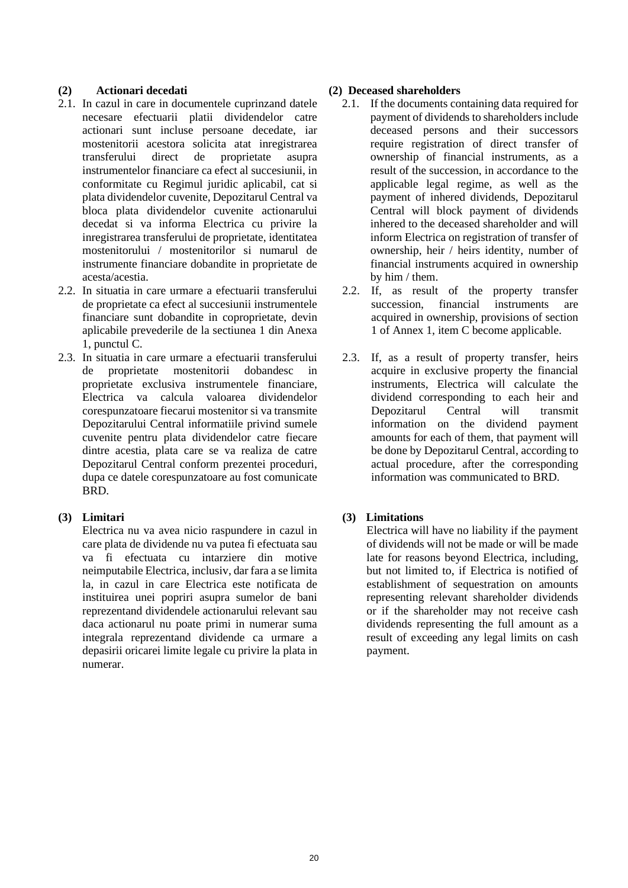**(2) Actionari decedati**

2.1. In cazul in care in documentele cuprinzand datele necesare efectuarii platii dividendelor catre actionari sunt incluse persoane decedate, iar mostenitorii acestora solicita atat inregistrarea transferului direct de proprietate asupra instrumentelor financiare ca efect al succesiunii, in conformitate cu Regimul juridic aplicabil, cat si plata dividendelor cuvenite, Depozitarul Central va bloca plata dividendelor cuvenite actionarului decedat si va informa Electrica cu privire la inregistrarea transferului de proprietate, identitatea mostenitorului / mostenitorilor si numarul de instrumente financiare dobandite in proprietate de acesta/acestia.

2.2. In situatia in care urmare a efectuarii transferului de proprietate ca efect al succesiunii instrumentele financiare sunt dobandite in coproprietate, devin aplicabile prevederile de la sectiunea 1 din Anexa 1, punctul C.

2.3. In situatia in care urmare a efectuarii transferului de proprietate mostenitorii dobandesc in proprietate exclusiva instrumentele financiare, Electrica va calcula valoarea dividendelor corespunzatoare fiecarui mostenitor si va transmite Depozitarului Central informatiile privind sumele cuvenite pentru plata dividendelor catre fiecare dintre acestia, plata care se va realiza de catre Depozitarul Central conform prezentei proceduri, dupa ce datele corespunzatoare au fost comunicate BRD.

**(3) Limitari**

Electrica nu va avea nicio raspundere in cazul in care plata de dividende nu va putea fi efectuata sau va fi efectuata cu intarziere din motive neimputabile Electrica, inclusiv, dar fara a se limita la, in cazul in care Electrica este notificata de instituirea unei popriri asupra sumelor de bani reprezentand dividendele actionarului relevant sau daca actionarul nu poate primi in numerar suma integrala reprezentand dividende ca urmare a depasirii oricarei limite legale cu privire la plata in numerar.

**(2) Deceased shareholders**

2.1. If the documents containing data required for payment of dividends to shareholders include deceased persons and their successors require registration of direct transfer of ownership of financial instruments, as a result of the succession, in accordance to the applicable legal regime, as well as the payment of inhered dividends, Depozitarul Central will block payment of dividends inhered to the deceased shareholder and will inform Electrica on registration of transfer of ownership, heir / heirs identity, number of financial instruments acquired in ownership by him / them.

2.2. If, as result of the property transfer succession, financial instruments are acquired in ownership, provisions of section 1 of Annex 1, item C become applicable.

2.3. If, as a result of property transfer, heirs acquire in exclusive property the financial instruments, Electrica will calculate the dividend corresponding to each heir and Depozitarul Central will transmit information on the dividend payment amounts for each of them, that payment will be done by Depozitarul Central, according to actual procedure, after the corresponding information was communicated to BRD.

**(3) Limitations**

Electrica will have no liability if the payment of dividends will not be made or will be made late for reasons beyond Electrica, including, but not limited to, if Electrica is notified of establishment of sequestration on amounts representing relevant shareholder dividends or if the shareholder may not receive cash dividends representing the full amount as a result of exceeding any legal limits on cash payment.